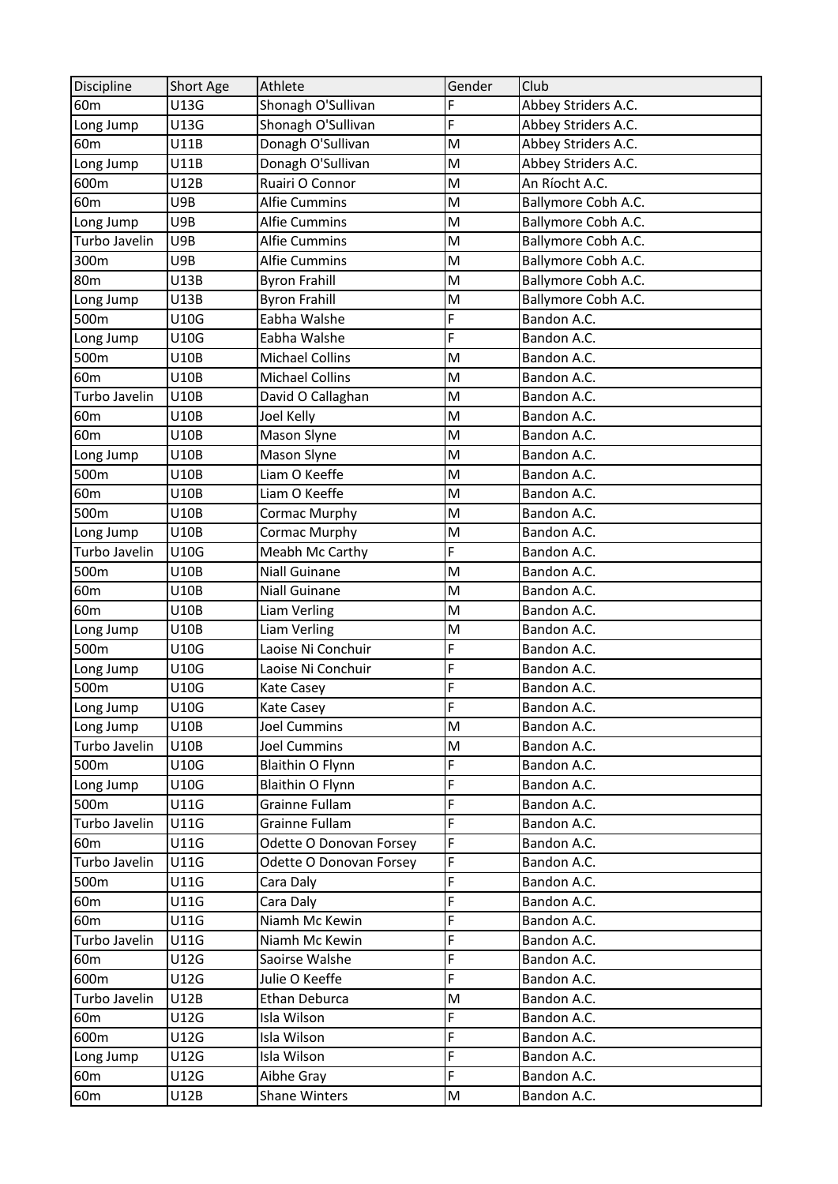| Discipline | Short Age | Athlete | Gender | Club |
|---|---|---|---|---|
| 60m | U13G | Shonagh O'Sullivan | F | Abbey Striders A.C. |
| Long Jump | U13G | Shonagh O'Sullivan | F | Abbey Striders A.C. |
| 60m | U11B | Donagh O'Sullivan | M | Abbey Striders A.C. |
| Long Jump | U11B | Donagh O'Sullivan | M | Abbey Striders A.C. |
| 600m | U12B | Ruairi O Connor | M | An Ríocht A.C. |
| 60m | U9B | Alfie Cummins | M | Ballymore Cobh A.C. |
| Long Jump | U9B | Alfie Cummins | M | Ballymore Cobh A.C. |
| Turbo Javelin | U9B | Alfie Cummins | M | Ballymore Cobh A.C. |
| 300m | U9B | Alfie Cummins | M | Ballymore Cobh A.C. |
| 80m | U13B | Byron Frahill | M | Ballymore Cobh A.C. |
| Long Jump | U13B | Byron Frahill | M | Ballymore Cobh A.C. |
| 500m | U10G | Eabha Walshe | F | Bandon A.C. |
| Long Jump | U10G | Eabha Walshe | F | Bandon A.C. |
| 500m | U10B | Michael Collins | M | Bandon A.C. |
| 60m | U10B | Michael Collins | M | Bandon A.C. |
| Turbo Javelin | U10B | David O Callaghan | M | Bandon A.C. |
| 60m | U10B | Joel Kelly | M | Bandon A.C. |
| 60m | U10B | Mason Slyne | M | Bandon A.C. |
| Long Jump | U10B | Mason Slyne | M | Bandon A.C. |
| 500m | U10B | Liam O Keeffe | M | Bandon A.C. |
| 60m | U10B | Liam O Keeffe | M | Bandon A.C. |
| 500m | U10B | Cormac Murphy | M | Bandon A.C. |
| Long Jump | U10B | Cormac Murphy | M | Bandon A.C. |
| Turbo Javelin | U10G | Meabh Mc Carthy | F | Bandon A.C. |
| 500m | U10B | Niall Guinane | M | Bandon A.C. |
| 60m | U10B | Niall Guinane | M | Bandon A.C. |
| 60m | U10B | Liam Verling | M | Bandon A.C. |
| Long Jump | U10B | Liam Verling | M | Bandon A.C. |
| 500m | U10G | Laoise Ni Conchuir | F | Bandon A.C. |
| Long Jump | U10G | Laoise Ni Conchuir | F | Bandon A.C. |
| 500m | U10G | Kate Casey | F | Bandon A.C. |
| Long Jump | U10G | Kate Casey | F | Bandon A.C. |
| Long Jump | U10B | Joel Cummins | M | Bandon A.C. |
| Turbo Javelin | U10B | Joel Cummins | M | Bandon A.C. |
| 500m | U10G | Blaithin O Flynn | F | Bandon A.C. |
| Long Jump | U10G | Blaithin O Flynn | F | Bandon A.C. |
| 500m | U11G | Grainne Fullam | F | Bandon A.C. |
| Turbo Javelin | U11G | Grainne Fullam | F | Bandon A.C. |
| 60m | U11G | Odette O Donovan Forsey | F | Bandon A.C. |
| Turbo Javelin | U11G | Odette O Donovan Forsey | F | Bandon A.C. |
| 500m | U11G | Cara Daly | F | Bandon A.C. |
| 60m | U11G | Cara Daly | F | Bandon A.C. |
| 60m | U11G | Niamh Mc Kewin | F | Bandon A.C. |
| Turbo Javelin | U11G | Niamh Mc Kewin | F | Bandon A.C. |
| 60m | U12G | Saoirse Walshe | F | Bandon A.C. |
| 600m | U12G | Julie O Keeffe | F | Bandon A.C. |
| Turbo Javelin | U12B | Ethan Deburca | M | Bandon A.C. |
| 60m | U12G | Isla Wilson | F | Bandon A.C. |
| 600m | U12G | Isla Wilson | F | Bandon A.C. |
| Long Jump | U12G | Isla Wilson | F | Bandon A.C. |
| 60m | U12G | Aibhe Gray | F | Bandon A.C. |
| 60m | U12B | Shane Winters | M | Bandon A.C. |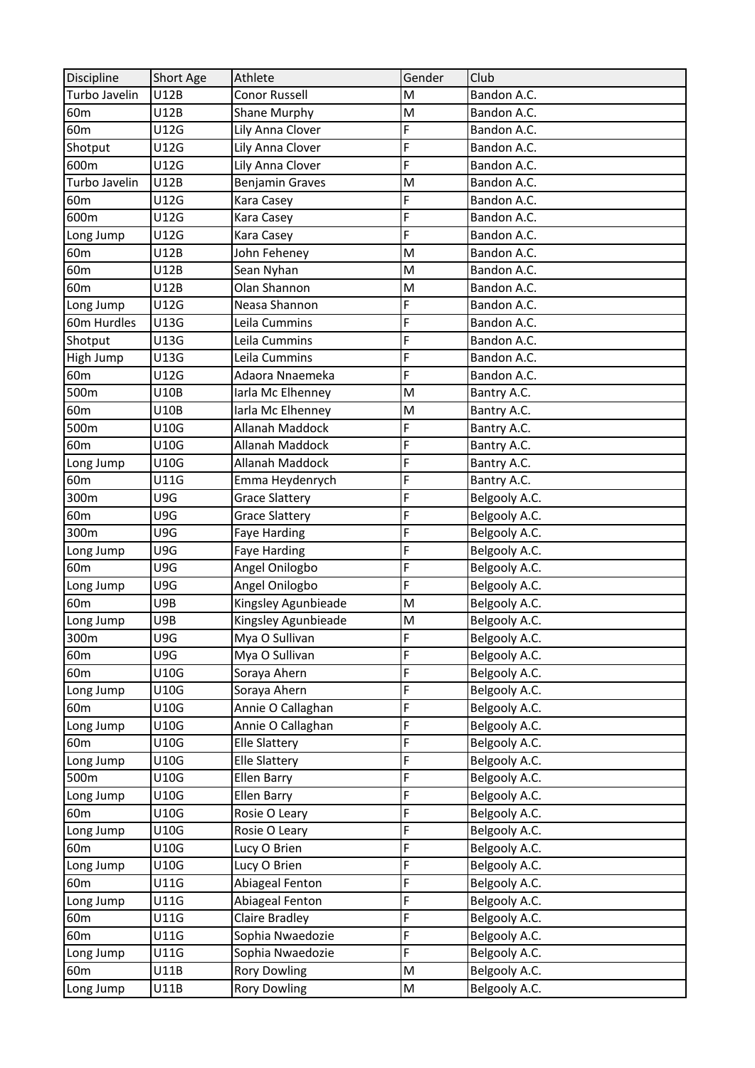| Discipline | Short Age | Athlete | Gender | Club |
|---|---|---|---|---|
| Turbo Javelin | U12B | Conor Russell | M | Bandon A.C. |
| 60m | U12B | Shane Murphy | M | Bandon A.C. |
| 60m | U12G | Lily Anna Clover | F | Bandon A.C. |
| Shotput | U12G | Lily Anna Clover | F | Bandon A.C. |
| 600m | U12G | Lily Anna Clover | F | Bandon A.C. |
| Turbo Javelin | U12B | Benjamin Graves | M | Bandon A.C. |
| 60m | U12G | Kara Casey | F | Bandon A.C. |
| 600m | U12G | Kara Casey | F | Bandon A.C. |
| Long Jump | U12G | Kara Casey | F | Bandon A.C. |
| 60m | U12B | John Feheney | M | Bandon A.C. |
| 60m | U12B | Sean Nyhan | M | Bandon A.C. |
| 60m | U12B | Olan Shannon | M | Bandon A.C. |
| Long Jump | U12G | Neasa Shannon | F | Bandon A.C. |
| 60m Hurdles | U13G | Leila Cummins | F | Bandon A.C. |
| Shotput | U13G | Leila Cummins | F | Bandon A.C. |
| High Jump | U13G | Leila Cummins | F | Bandon A.C. |
| 60m | U12G | Adaora Nnaemeka | F | Bandon A.C. |
| 500m | U10B | Iarla Mc Elhenney | M | Bantry A.C. |
| 60m | U10B | Iarla Mc Elhenney | M | Bantry A.C. |
| 500m | U10G | Allanah Maddock | F | Bantry A.C. |
| 60m | U10G | Allanah Maddock | F | Bantry A.C. |
| Long Jump | U10G | Allanah Maddock | F | Bantry A.C. |
| 60m | U11G | Emma Heydenrych | F | Bantry A.C. |
| 300m | U9G | Grace Slattery | F | Belgooly A.C. |
| 60m | U9G | Grace Slattery | F | Belgooly A.C. |
| 300m | U9G | Faye Harding | F | Belgooly A.C. |
| Long Jump | U9G | Faye Harding | F | Belgooly A.C. |
| 60m | U9G | Angel Onilogbo | F | Belgooly A.C. |
| Long Jump | U9G | Angel Onilogbo | F | Belgooly A.C. |
| 60m | U9B | Kingsley Agunbieade | M | Belgooly A.C. |
| Long Jump | U9B | Kingsley Agunbieade | M | Belgooly A.C. |
| 300m | U9G | Mya O Sullivan | F | Belgooly A.C. |
| 60m | U9G | Mya O Sullivan | F | Belgooly A.C. |
| 60m | U10G | Soraya Ahern | F | Belgooly A.C. |
| Long Jump | U10G | Soraya Ahern | F | Belgooly A.C. |
| 60m | U10G | Annie O Callaghan | F | Belgooly A.C. |
| Long Jump | U10G | Annie O Callaghan | F | Belgooly A.C. |
| 60m | U10G | Elle Slattery | F | Belgooly A.C. |
| Long Jump | U10G | Elle Slattery | F | Belgooly A.C. |
| 500m | U10G | Ellen Barry | F | Belgooly A.C. |
| Long Jump | U10G | Ellen Barry | F | Belgooly A.C. |
| 60m | U10G | Rosie O Leary | F | Belgooly A.C. |
| Long Jump | U10G | Rosie O Leary | F | Belgooly A.C. |
| 60m | U10G | Lucy O Brien | F | Belgooly A.C. |
| Long Jump | U10G | Lucy O Brien | F | Belgooly A.C. |
| 60m | U11G | Abiageal Fenton | F | Belgooly A.C. |
| Long Jump | U11G | Abiageal Fenton | F | Belgooly A.C. |
| 60m | U11G | Claire Bradley | F | Belgooly A.C. |
| 60m | U11G | Sophia Nwaedozie | F | Belgooly A.C. |
| Long Jump | U11G | Sophia Nwaedozie | F | Belgooly A.C. |
| 60m | U11B | Rory Dowling | M | Belgooly A.C. |
| Long Jump | U11B | Rory Dowling | M | Belgooly A.C. |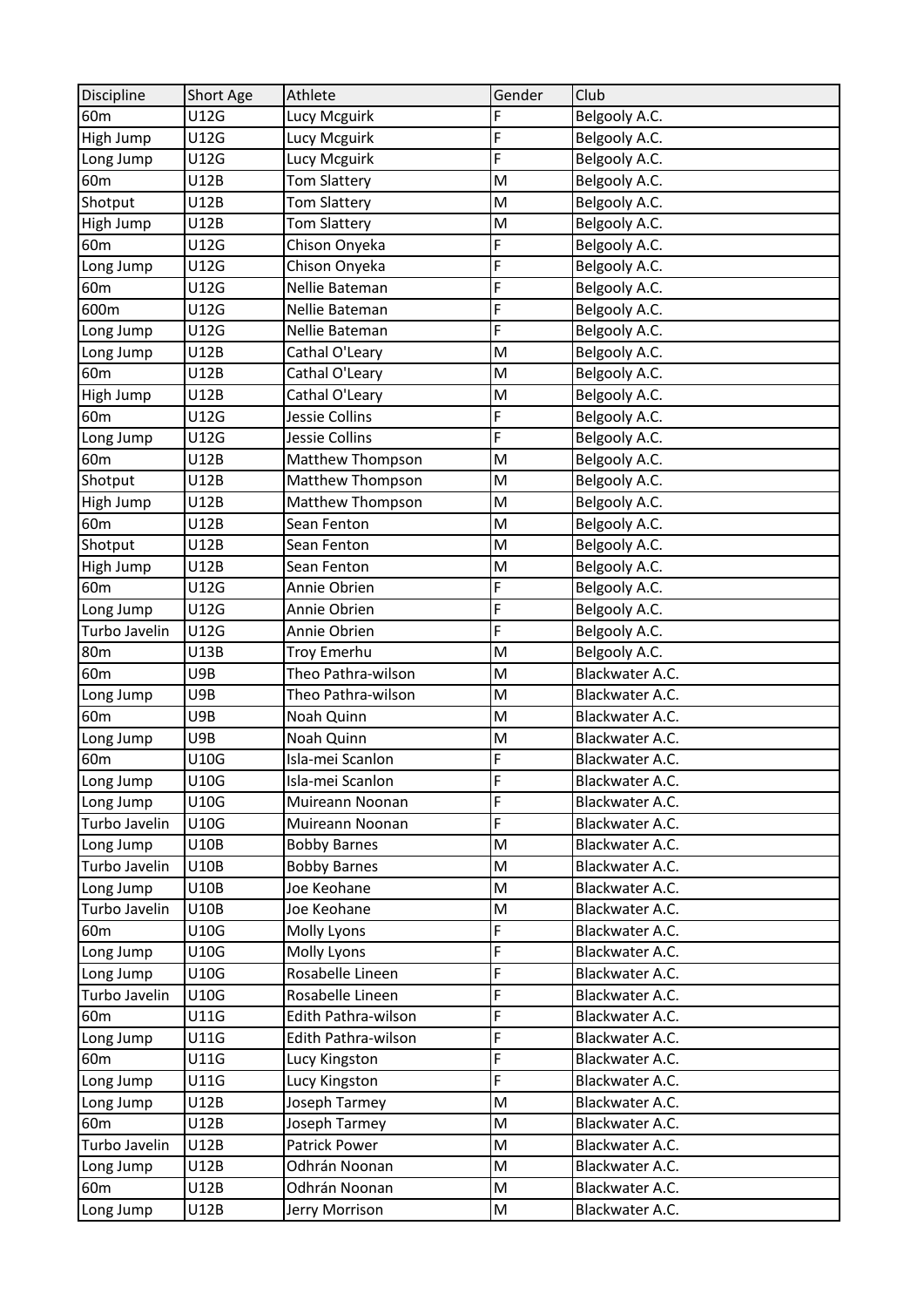| Discipline | Short Age | Athlete | Gender | Club |
|---|---|---|---|---|
| 60m | U12G | Lucy Mcguirk | F | Belgooly A.C. |
| High Jump | U12G | Lucy Mcguirk | F | Belgooly A.C. |
| Long Jump | U12G | Lucy Mcguirk | F | Belgooly A.C. |
| 60m | U12B | Tom Slattery | M | Belgooly A.C. |
| Shotput | U12B | Tom Slattery | M | Belgooly A.C. |
| High Jump | U12B | Tom Slattery | M | Belgooly A.C. |
| 60m | U12G | Chison Onyeka | F | Belgooly A.C. |
| Long Jump | U12G | Chison Onyeka | F | Belgooly A.C. |
| 60m | U12G | Nellie Bateman | F | Belgooly A.C. |
| 600m | U12G | Nellie Bateman | F | Belgooly A.C. |
| Long Jump | U12G | Nellie Bateman | F | Belgooly A.C. |
| Long Jump | U12B | Cathal O'Leary | M | Belgooly A.C. |
| 60m | U12B | Cathal O'Leary | M | Belgooly A.C. |
| High Jump | U12B | Cathal O'Leary | M | Belgooly A.C. |
| 60m | U12G | Jessie Collins | F | Belgooly A.C. |
| Long Jump | U12G | Jessie Collins | F | Belgooly A.C. |
| 60m | U12B | Matthew Thompson | M | Belgooly A.C. |
| Shotput | U12B | Matthew Thompson | M | Belgooly A.C. |
| High Jump | U12B | Matthew Thompson | M | Belgooly A.C. |
| 60m | U12B | Sean Fenton | M | Belgooly A.C. |
| Shotput | U12B | Sean Fenton | M | Belgooly A.C. |
| High Jump | U12B | Sean Fenton | M | Belgooly A.C. |
| 60m | U12G | Annie Obrien | F | Belgooly A.C. |
| Long Jump | U12G | Annie Obrien | F | Belgooly A.C. |
| Turbo Javelin | U12G | Annie Obrien | F | Belgooly A.C. |
| 80m | U13B | Troy Emerhu | M | Belgooly A.C. |
| 60m | U9B | Theo Pathra-wilson | M | Blackwater A.C. |
| Long Jump | U9B | Theo Pathra-wilson | M | Blackwater A.C. |
| 60m | U9B | Noah Quinn | M | Blackwater A.C. |
| Long Jump | U9B | Noah Quinn | M | Blackwater A.C. |
| 60m | U10G | Isla-mei Scanlon | F | Blackwater A.C. |
| Long Jump | U10G | Isla-mei Scanlon | F | Blackwater A.C. |
| Long Jump | U10G | Muireann Noonan | F | Blackwater A.C. |
| Turbo Javelin | U10G | Muireann Noonan | F | Blackwater A.C. |
| Long Jump | U10B | Bobby Barnes | M | Blackwater A.C. |
| Turbo Javelin | U10B | Bobby Barnes | M | Blackwater A.C. |
| Long Jump | U10B | Joe Keohane | M | Blackwater A.C. |
| Turbo Javelin | U10B | Joe Keohane | M | Blackwater A.C. |
| 60m | U10G | Molly Lyons | F | Blackwater A.C. |
| Long Jump | U10G | Molly Lyons | F | Blackwater A.C. |
| Long Jump | U10G | Rosabelle Lineen | F | Blackwater A.C. |
| Turbo Javelin | U10G | Rosabelle Lineen | F | Blackwater A.C. |
| 60m | U11G | Edith Pathra-wilson | F | Blackwater A.C. |
| Long Jump | U11G | Edith Pathra-wilson | F | Blackwater A.C. |
| 60m | U11G | Lucy Kingston | F | Blackwater A.C. |
| Long Jump | U11G | Lucy Kingston | F | Blackwater A.C. |
| Long Jump | U12B | Joseph Tarmey | M | Blackwater A.C. |
| 60m | U12B | Joseph Tarmey | M | Blackwater A.C. |
| Turbo Javelin | U12B | Patrick Power | M | Blackwater A.C. |
| Long Jump | U12B | Odhrán Noonan | M | Blackwater A.C. |
| 60m | U12B | Odhrán Noonan | M | Blackwater A.C. |
| Long Jump | U12B | Jerry Morrison | M | Blackwater A.C. |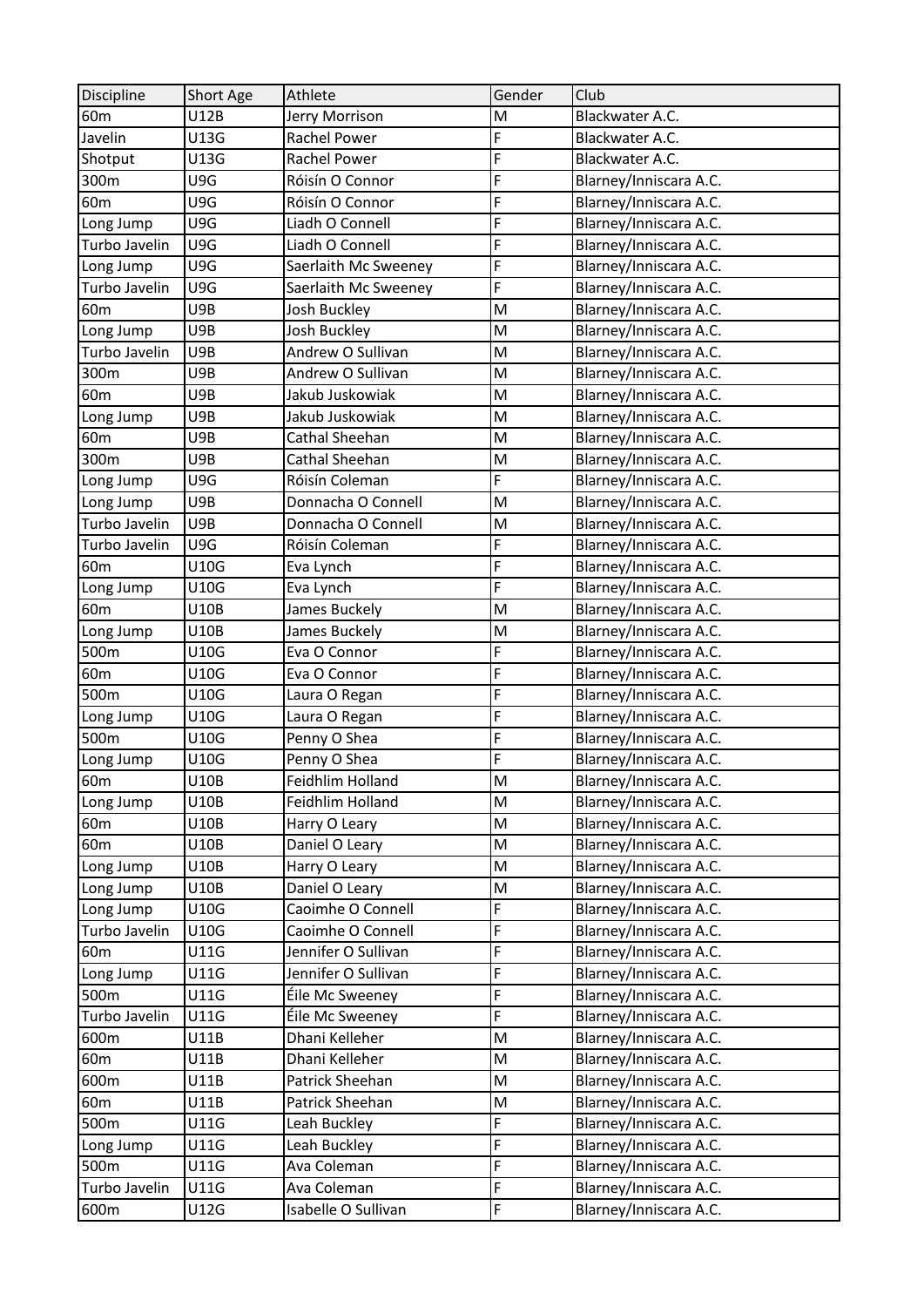| Discipline | Short Age | Athlete | Gender | Club |
| --- | --- | --- | --- | --- |
| 60m | U12B | Jerry Morrison | M | Blackwater A.C. |
| Javelin | U13G | Rachel Power | F | Blackwater A.C. |
| Shotput | U13G | Rachel Power | F | Blackwater A.C. |
| 300m | U9G | Róisín O Connor | F | Blarney/Inniscara A.C. |
| 60m | U9G | Róisín O Connor | F | Blarney/Inniscara A.C. |
| Long Jump | U9G | Liadh O Connell | F | Blarney/Inniscara A.C. |
| Turbo Javelin | U9G | Liadh O Connell | F | Blarney/Inniscara A.C. |
| Long Jump | U9G | Saerlaith Mc Sweeney | F | Blarney/Inniscara A.C. |
| Turbo Javelin | U9G | Saerlaith Mc Sweeney | F | Blarney/Inniscara A.C. |
| 60m | U9B | Josh Buckley | M | Blarney/Inniscara A.C. |
| Long Jump | U9B | Josh Buckley | M | Blarney/Inniscara A.C. |
| Turbo Javelin | U9B | Andrew O Sullivan | M | Blarney/Inniscara A.C. |
| 300m | U9B | Andrew O Sullivan | M | Blarney/Inniscara A.C. |
| 60m | U9B | Jakub Juskowiak | M | Blarney/Inniscara A.C. |
| Long Jump | U9B | Jakub Juskowiak | M | Blarney/Inniscara A.C. |
| 60m | U9B | Cathal Sheehan | M | Blarney/Inniscara A.C. |
| 300m | U9B | Cathal Sheehan | M | Blarney/Inniscara A.C. |
| Long Jump | U9G | Róisín Coleman | F | Blarney/Inniscara A.C. |
| Long Jump | U9B | Donnacha O Connell | M | Blarney/Inniscara A.C. |
| Turbo Javelin | U9B | Donnacha O Connell | M | Blarney/Inniscara A.C. |
| Turbo Javelin | U9G | Róisín Coleman | F | Blarney/Inniscara A.C. |
| 60m | U10G | Eva Lynch | F | Blarney/Inniscara A.C. |
| Long Jump | U10G | Eva Lynch | F | Blarney/Inniscara A.C. |
| 60m | U10B | James Buckely | M | Blarney/Inniscara A.C. |
| Long Jump | U10B | James Buckely | M | Blarney/Inniscara A.C. |
| 500m | U10G | Eva O Connor | F | Blarney/Inniscara A.C. |
| 60m | U10G | Eva O Connor | F | Blarney/Inniscara A.C. |
| 500m | U10G | Laura O Regan | F | Blarney/Inniscara A.C. |
| Long Jump | U10G | Laura O Regan | F | Blarney/Inniscara A.C. |
| 500m | U10G | Penny O Shea | F | Blarney/Inniscara A.C. |
| Long Jump | U10G | Penny O Shea | F | Blarney/Inniscara A.C. |
| 60m | U10B | Feidhlim Holland | M | Blarney/Inniscara A.C. |
| Long Jump | U10B | Feidhlim Holland | M | Blarney/Inniscara A.C. |
| 60m | U10B | Harry O Leary | M | Blarney/Inniscara A.C. |
| 60m | U10B | Daniel O Leary | M | Blarney/Inniscara A.C. |
| Long Jump | U10B | Harry O Leary | M | Blarney/Inniscara A.C. |
| Long Jump | U10B | Daniel O Leary | M | Blarney/Inniscara A.C. |
| Long Jump | U10G | Caoimhe O Connell | F | Blarney/Inniscara A.C. |
| Turbo Javelin | U10G | Caoimhe O Connell | F | Blarney/Inniscara A.C. |
| 60m | U11G | Jennifer O Sullivan | F | Blarney/Inniscara A.C. |
| Long Jump | U11G | Jennifer O Sullivan | F | Blarney/Inniscara A.C. |
| 500m | U11G | Éile Mc Sweeney | F | Blarney/Inniscara A.C. |
| Turbo Javelin | U11G | Éile Mc Sweeney | F | Blarney/Inniscara A.C. |
| 600m | U11B | Dhani Kelleher | M | Blarney/Inniscara A.C. |
| 60m | U11B | Dhani Kelleher | M | Blarney/Inniscara A.C. |
| 600m | U11B | Patrick Sheehan | M | Blarney/Inniscara A.C. |
| 60m | U11B | Patrick Sheehan | M | Blarney/Inniscara A.C. |
| 500m | U11G | Leah Buckley | F | Blarney/Inniscara A.C. |
| Long Jump | U11G | Leah Buckley | F | Blarney/Inniscara A.C. |
| 500m | U11G | Ava Coleman | F | Blarney/Inniscara A.C. |
| Turbo Javelin | U11G | Ava Coleman | F | Blarney/Inniscara A.C. |
| 600m | U12G | Isabelle O Sullivan | F | Blarney/Inniscara A.C. |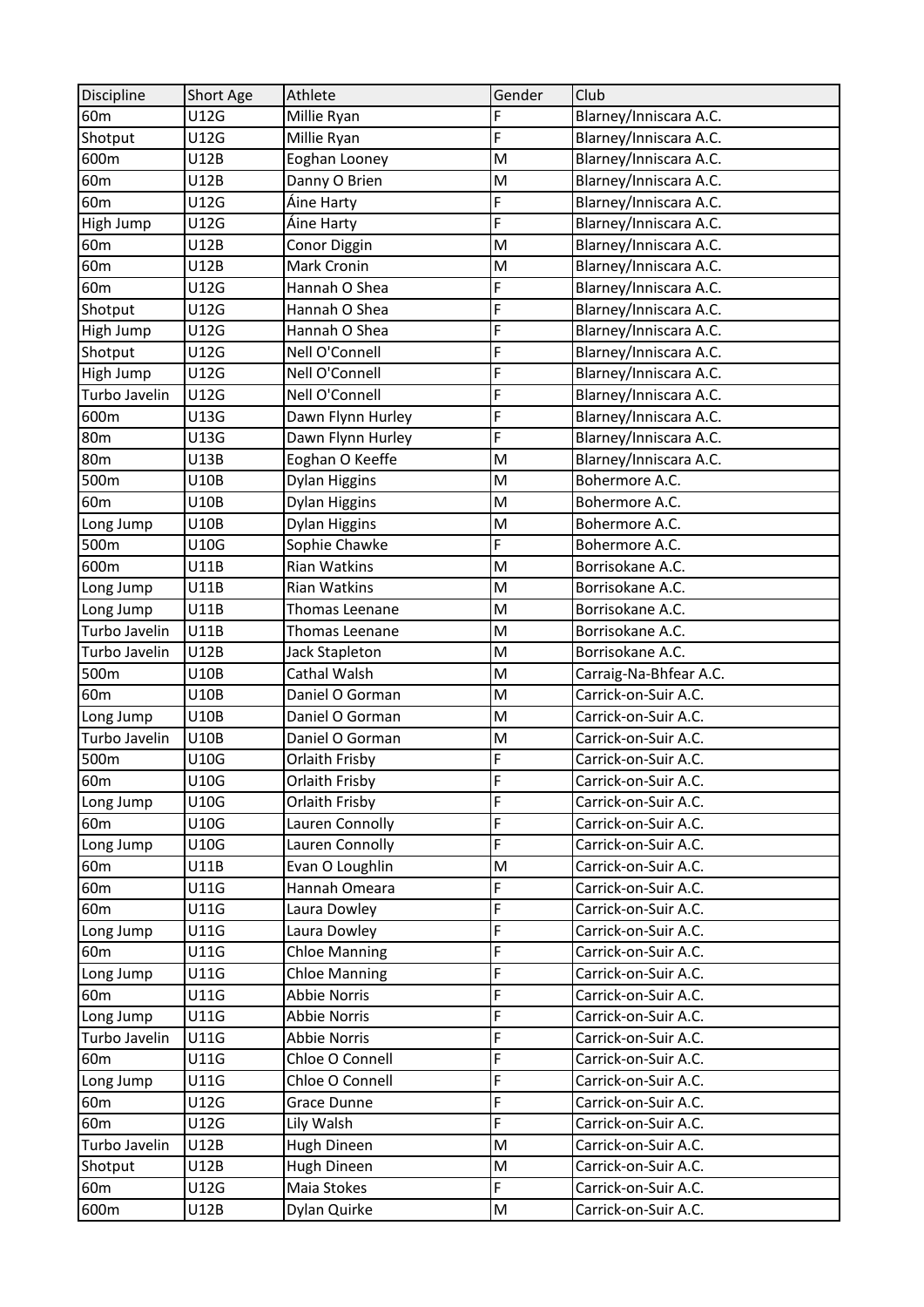| Discipline | Short Age | Athlete | Gender | Club |
|---|---|---|---|---|
| 60m | U12G | Millie Ryan | F | Blarney/Inniscara A.C. |
| Shotput | U12G | Millie Ryan | F | Blarney/Inniscara A.C. |
| 600m | U12B | Eoghan Looney | M | Blarney/Inniscara A.C. |
| 60m | U12B | Danny O Brien | M | Blarney/Inniscara A.C. |
| 60m | U12G | Áine Harty | F | Blarney/Inniscara A.C. |
| High Jump | U12G | Áine Harty | F | Blarney/Inniscara A.C. |
| 60m | U12B | Conor Diggin | M | Blarney/Inniscara A.C. |
| 60m | U12B | Mark Cronin | M | Blarney/Inniscara A.C. |
| 60m | U12G | Hannah O Shea | F | Blarney/Inniscara A.C. |
| Shotput | U12G | Hannah O Shea | F | Blarney/Inniscara A.C. |
| High Jump | U12G | Hannah O Shea | F | Blarney/Inniscara A.C. |
| Shotput | U12G | Nell O'Connell | F | Blarney/Inniscara A.C. |
| High Jump | U12G | Nell O'Connell | F | Blarney/Inniscara A.C. |
| Turbo Javelin | U12G | Nell O'Connell | F | Blarney/Inniscara A.C. |
| 600m | U13G | Dawn Flynn Hurley | F | Blarney/Inniscara A.C. |
| 80m | U13G | Dawn Flynn Hurley | F | Blarney/Inniscara A.C. |
| 80m | U13B | Eoghan O Keeffe | M | Blarney/Inniscara A.C. |
| 500m | U10B | Dylan Higgins | M | Bohermore A.C. |
| 60m | U10B | Dylan Higgins | M | Bohermore A.C. |
| Long Jump | U10B | Dylan Higgins | M | Bohermore A.C. |
| 500m | U10G | Sophie Chawke | F | Bohermore A.C. |
| 600m | U11B | Rian Watkins | M | Borrisokane A.C. |
| Long Jump | U11B | Rian Watkins | M | Borrisokane A.C. |
| Long Jump | U11B | Thomas Leenane | M | Borrisokane A.C. |
| Turbo Javelin | U11B | Thomas Leenane | M | Borrisokane A.C. |
| Turbo Javelin | U12B | Jack Stapleton | M | Borrisokane A.C. |
| 500m | U10B | Cathal Walsh | M | Carraig-Na-Bhfear A.C. |
| 60m | U10B | Daniel O Gorman | M | Carrick-on-Suir A.C. |
| Long Jump | U10B | Daniel O Gorman | M | Carrick-on-Suir A.C. |
| Turbo Javelin | U10B | Daniel O Gorman | M | Carrick-on-Suir A.C. |
| 500m | U10G | Orlaith Frisby | F | Carrick-on-Suir A.C. |
| 60m | U10G | Orlaith Frisby | F | Carrick-on-Suir A.C. |
| Long Jump | U10G | Orlaith Frisby | F | Carrick-on-Suir A.C. |
| 60m | U10G | Lauren Connolly | F | Carrick-on-Suir A.C. |
| Long Jump | U10G | Lauren Connolly | F | Carrick-on-Suir A.C. |
| 60m | U11B | Evan O Loughlin | M | Carrick-on-Suir A.C. |
| 60m | U11G | Hannah Omeara | F | Carrick-on-Suir A.C. |
| 60m | U11G | Laura Dowley | F | Carrick-on-Suir A.C. |
| Long Jump | U11G | Laura Dowley | F | Carrick-on-Suir A.C. |
| 60m | U11G | Chloe Manning | F | Carrick-on-Suir A.C. |
| Long Jump | U11G | Chloe Manning | F | Carrick-on-Suir A.C. |
| 60m | U11G | Abbie Norris | F | Carrick-on-Suir A.C. |
| Long Jump | U11G | Abbie Norris | F | Carrick-on-Suir A.C. |
| Turbo Javelin | U11G | Abbie Norris | F | Carrick-on-Suir A.C. |
| 60m | U11G | Chloe O Connell | F | Carrick-on-Suir A.C. |
| Long Jump | U11G | Chloe O Connell | F | Carrick-on-Suir A.C. |
| 60m | U12G | Grace Dunne | F | Carrick-on-Suir A.C. |
| 60m | U12G | Lily Walsh | F | Carrick-on-Suir A.C. |
| Turbo Javelin | U12B | Hugh Dineen | M | Carrick-on-Suir A.C. |
| Shotput | U12B | Hugh Dineen | M | Carrick-on-Suir A.C. |
| 60m | U12G | Maia Stokes | F | Carrick-on-Suir A.C. |
| 600m | U12B | Dylan Quirke | M | Carrick-on-Suir A.C. |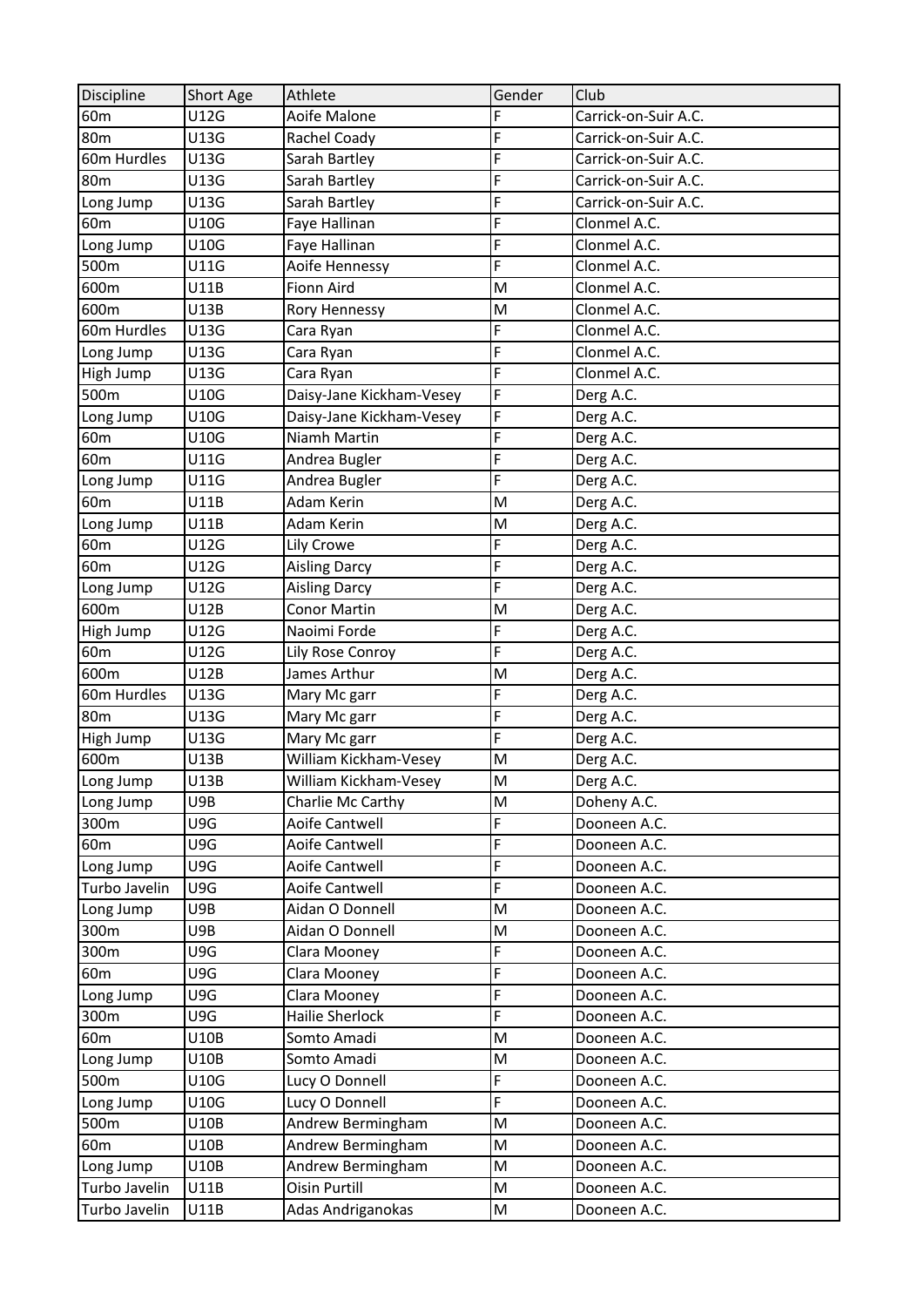| Discipline | Short Age | Athlete | Gender | Club |
|---|---|---|---|---|
| 60m | U12G | Aoife Malone | F | Carrick-on-Suir A.C. |
| 80m | U13G | Rachel Coady | F | Carrick-on-Suir A.C. |
| 60m Hurdles | U13G | Sarah Bartley | F | Carrick-on-Suir A.C. |
| 80m | U13G | Sarah Bartley | F | Carrick-on-Suir A.C. |
| Long Jump | U13G | Sarah Bartley | F | Carrick-on-Suir A.C. |
| 60m | U10G | Faye Hallinan | F | Clonmel A.C. |
| Long Jump | U10G | Faye Hallinan | F | Clonmel A.C. |
| 500m | U11G | Aoife Hennessy | F | Clonmel A.C. |
| 600m | U11B | Fionn Aird | M | Clonmel A.C. |
| 600m | U13B | Rory Hennessy | M | Clonmel A.C. |
| 60m Hurdles | U13G | Cara Ryan | F | Clonmel A.C. |
| Long Jump | U13G | Cara Ryan | F | Clonmel A.C. |
| High Jump | U13G | Cara Ryan | F | Clonmel A.C. |
| 500m | U10G | Daisy-Jane Kickham-Vesey | F | Derg A.C. |
| Long Jump | U10G | Daisy-Jane Kickham-Vesey | F | Derg A.C. |
| 60m | U10G | Niamh Martin | F | Derg A.C. |
| 60m | U11G | Andrea Bugler | F | Derg A.C. |
| Long Jump | U11G | Andrea Bugler | F | Derg A.C. |
| 60m | U11B | Adam Kerin | M | Derg A.C. |
| Long Jump | U11B | Adam Kerin | M | Derg A.C. |
| 60m | U12G | Lily Crowe | F | Derg A.C. |
| 60m | U12G | Aisling Darcy | F | Derg A.C. |
| Long Jump | U12G | Aisling Darcy | F | Derg A.C. |
| 600m | U12B | Conor Martin | M | Derg A.C. |
| High Jump | U12G | Naoimi Forde | F | Derg A.C. |
| 60m | U12G | Lily Rose Conroy | F | Derg A.C. |
| 600m | U12B | James Arthur | M | Derg A.C. |
| 60m Hurdles | U13G | Mary Mc garr | F | Derg A.C. |
| 80m | U13G | Mary Mc garr | F | Derg A.C. |
| High Jump | U13G | Mary Mc garr | F | Derg A.C. |
| 600m | U13B | William Kickham-Vesey | M | Derg A.C. |
| Long Jump | U13B | William Kickham-Vesey | M | Derg A.C. |
| Long Jump | U9B | Charlie Mc Carthy | M | Doheny A.C. |
| 300m | U9G | Aoife Cantwell | F | Dooneen A.C. |
| 60m | U9G | Aoife Cantwell | F | Dooneen A.C. |
| Long Jump | U9G | Aoife Cantwell | F | Dooneen A.C. |
| Turbo Javelin | U9G | Aoife Cantwell | F | Dooneen A.C. |
| Long Jump | U9B | Aidan O Donnell | M | Dooneen A.C. |
| 300m | U9B | Aidan O Donnell | M | Dooneen A.C. |
| 300m | U9G | Clara Mooney | F | Dooneen A.C. |
| 60m | U9G | Clara Mooney | F | Dooneen A.C. |
| Long Jump | U9G | Clara Mooney | F | Dooneen A.C. |
| 300m | U9G | Hailie Sherlock | F | Dooneen A.C. |
| 60m | U10B | Somto Amadi | M | Dooneen A.C. |
| Long Jump | U10B | Somto Amadi | M | Dooneen A.C. |
| 500m | U10G | Lucy O Donnell | F | Dooneen A.C. |
| Long Jump | U10G | Lucy O Donnell | F | Dooneen A.C. |
| 500m | U10B | Andrew Bermingham | M | Dooneen A.C. |
| 60m | U10B | Andrew Bermingham | M | Dooneen A.C. |
| Long Jump | U10B | Andrew Bermingham | M | Dooneen A.C. |
| Turbo Javelin | U11B | Oisin Purtill | M | Dooneen A.C. |
| Turbo Javelin | U11B | Adas Andriganokas | M | Dooneen A.C. |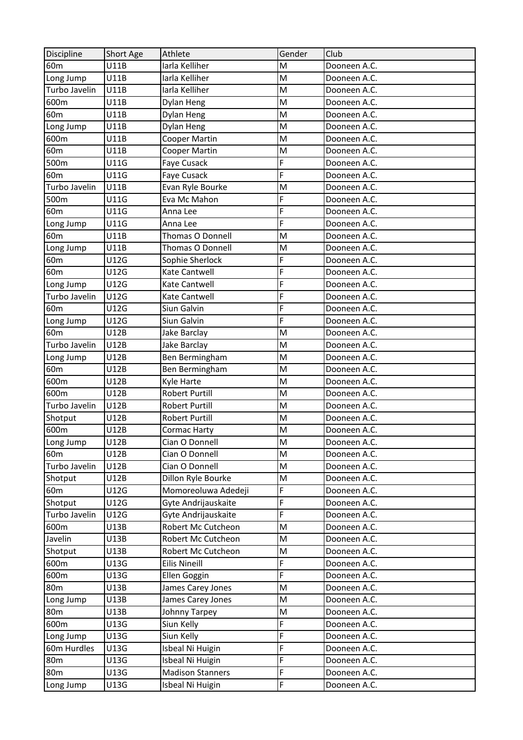| Discipline | Short Age | Athlete | Gender | Club |
|---|---|---|---|---|
| 60m | U11B | Iarla Kelliher | M | Dooneen A.C. |
| Long Jump | U11B | Iarla Kelliher | M | Dooneen A.C. |
| Turbo Javelin | U11B | Iarla Kelliher | M | Dooneen A.C. |
| 600m | U11B | Dylan Heng | M | Dooneen A.C. |
| 60m | U11B | Dylan Heng | M | Dooneen A.C. |
| Long Jump | U11B | Dylan Heng | M | Dooneen A.C. |
| 600m | U11B | Cooper Martin | M | Dooneen A.C. |
| 60m | U11B | Cooper Martin | M | Dooneen A.C. |
| 500m | U11G | Faye Cusack | F | Dooneen A.C. |
| 60m | U11G | Faye Cusack | F | Dooneen A.C. |
| Turbo Javelin | U11B | Evan Ryle Bourke | M | Dooneen A.C. |
| 500m | U11G | Eva Mc Mahon | F | Dooneen A.C. |
| 60m | U11G | Anna Lee | F | Dooneen A.C. |
| Long Jump | U11G | Anna Lee | F | Dooneen A.C. |
| 60m | U11B | Thomas O Donnell | M | Dooneen A.C. |
| Long Jump | U11B | Thomas O Donnell | M | Dooneen A.C. |
| 60m | U12G | Sophie Sherlock | F | Dooneen A.C. |
| 60m | U12G | Kate Cantwell | F | Dooneen A.C. |
| Long Jump | U12G | Kate Cantwell | F | Dooneen A.C. |
| Turbo Javelin | U12G | Kate Cantwell | F | Dooneen A.C. |
| 60m | U12G | Siun Galvin | F | Dooneen A.C. |
| Long Jump | U12G | Siun Galvin | F | Dooneen A.C. |
| 60m | U12B | Jake Barclay | M | Dooneen A.C. |
| Turbo Javelin | U12B | Jake Barclay | M | Dooneen A.C. |
| Long Jump | U12B | Ben Bermingham | M | Dooneen A.C. |
| 60m | U12B | Ben Bermingham | M | Dooneen A.C. |
| 600m | U12B | Kyle Harte | M | Dooneen A.C. |
| 600m | U12B | Robert Purtill | M | Dooneen A.C. |
| Turbo Javelin | U12B | Robert Purtill | M | Dooneen A.C. |
| Shotput | U12B | Robert Purtill | M | Dooneen A.C. |
| 600m | U12B | Cormac Harty | M | Dooneen A.C. |
| Long Jump | U12B | Cian O Donnell | M | Dooneen A.C. |
| 60m | U12B | Cian O Donnell | M | Dooneen A.C. |
| Turbo Javelin | U12B | Cian O Donnell | M | Dooneen A.C. |
| Shotput | U12B | Dillon Ryle Bourke | M | Dooneen A.C. |
| 60m | U12G | Momoreoluwa Adedeji | F | Dooneen A.C. |
| Shotput | U12G | Gyte Andrijauskaite | F | Dooneen A.C. |
| Turbo Javelin | U12G | Gyte Andrijauskaite | F | Dooneen A.C. |
| 600m | U13B | Robert Mc Cutcheon | M | Dooneen A.C. |
| Javelin | U13B | Robert Mc Cutcheon | M | Dooneen A.C. |
| Shotput | U13B | Robert Mc Cutcheon | M | Dooneen A.C. |
| 600m | U13G | Eilis Nineill | F | Dooneen A.C. |
| 600m | U13G | Ellen Goggin | F | Dooneen A.C. |
| 80m | U13B | James Carey Jones | M | Dooneen A.C. |
| Long Jump | U13B | James Carey Jones | M | Dooneen A.C. |
| 80m | U13B | Johnny Tarpey | M | Dooneen A.C. |
| 600m | U13G | Siun Kelly | F | Dooneen A.C. |
| Long Jump | U13G | Siun Kelly | F | Dooneen A.C. |
| 60m Hurdles | U13G | Isbeal Ni Huigin | F | Dooneen A.C. |
| 80m | U13G | Isbeal Ni Huigin | F | Dooneen A.C. |
| 80m | U13G | Madison Stanners | F | Dooneen A.C. |
| Long Jump | U13G | Isbeal Ni Huigin | F | Dooneen A.C. |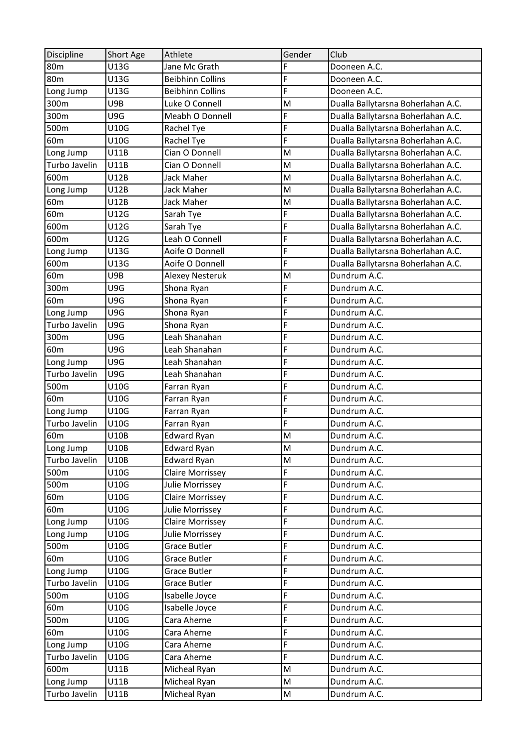| Discipline | Short Age | Athlete | Gender | Club |
| --- | --- | --- | --- | --- |
| 80m | U13G | Jane Mc Grath | F | Dooneen A.C. |
| 80m | U13G | Beibhinn Collins | F | Dooneen A.C. |
| Long Jump | U13G | Beibhinn Collins | F | Dooneen A.C. |
| 300m | U9B | Luke O Connell | M | Dualla Ballytarsna Boherlahan A.C. |
| 300m | U9G | Meabh O Donnell | F | Dualla Ballytarsna Boherlahan A.C. |
| 500m | U10G | Rachel Tye | F | Dualla Ballytarsna Boherlahan A.C. |
| 60m | U10G | Rachel Tye | F | Dualla Ballytarsna Boherlahan A.C. |
| Long Jump | U11B | Cian O Donnell | M | Dualla Ballytarsna Boherlahan A.C. |
| Turbo Javelin | U11B | Cian O Donnell | M | Dualla Ballytarsna Boherlahan A.C. |
| 600m | U12B | Jack Maher | M | Dualla Ballytarsna Boherlahan A.C. |
| Long Jump | U12B | Jack Maher | M | Dualla Ballytarsna Boherlahan A.C. |
| 60m | U12B | Jack Maher | M | Dualla Ballytarsna Boherlahan A.C. |
| 60m | U12G | Sarah Tye | F | Dualla Ballytarsna Boherlahan A.C. |
| 600m | U12G | Sarah Tye | F | Dualla Ballytarsna Boherlahan A.C. |
| 600m | U12G | Leah O Connell | F | Dualla Ballytarsna Boherlahan A.C. |
| Long Jump | U13G | Aoife O Donnell | F | Dualla Ballytarsna Boherlahan A.C. |
| 600m | U13G | Aoife O Donnell | F | Dualla Ballytarsna Boherlahan A.C. |
| 60m | U9B | Alexey Nesteruk | M | Dundrum A.C. |
| 300m | U9G | Shona Ryan | F | Dundrum A.C. |
| 60m | U9G | Shona Ryan | F | Dundrum A.C. |
| Long Jump | U9G | Shona Ryan | F | Dundrum A.C. |
| Turbo Javelin | U9G | Shona Ryan | F | Dundrum A.C. |
| 300m | U9G | Leah Shanahan | F | Dundrum A.C. |
| 60m | U9G | Leah Shanahan | F | Dundrum A.C. |
| Long Jump | U9G | Leah Shanahan | F | Dundrum A.C. |
| Turbo Javelin | U9G | Leah Shanahan | F | Dundrum A.C. |
| 500m | U10G | Farran Ryan | F | Dundrum A.C. |
| 60m | U10G | Farran Ryan | F | Dundrum A.C. |
| Long Jump | U10G | Farran Ryan | F | Dundrum A.C. |
| Turbo Javelin | U10G | Farran Ryan | F | Dundrum A.C. |
| 60m | U10B | Edward Ryan | M | Dundrum A.C. |
| Long Jump | U10B | Edward Ryan | M | Dundrum A.C. |
| Turbo Javelin | U10B | Edward Ryan | M | Dundrum A.C. |
| 500m | U10G | Claire Morrissey | F | Dundrum A.C. |
| 500m | U10G | Julie Morrissey | F | Dundrum A.C. |
| 60m | U10G | Claire Morrissey | F | Dundrum A.C. |
| 60m | U10G | Julie Morrissey | F | Dundrum A.C. |
| Long Jump | U10G | Claire Morrissey | F | Dundrum A.C. |
| Long Jump | U10G | Julie Morrissey | F | Dundrum A.C. |
| 500m | U10G | Grace Butler | F | Dundrum A.C. |
| 60m | U10G | Grace Butler | F | Dundrum A.C. |
| Long Jump | U10G | Grace Butler | F | Dundrum A.C. |
| Turbo Javelin | U10G | Grace Butler | F | Dundrum A.C. |
| 500m | U10G | Isabelle Joyce | F | Dundrum A.C. |
| 60m | U10G | Isabelle Joyce | F | Dundrum A.C. |
| 500m | U10G | Cara Aherne | F | Dundrum A.C. |
| 60m | U10G | Cara Aherne | F | Dundrum A.C. |
| Long Jump | U10G | Cara Aherne | F | Dundrum A.C. |
| Turbo Javelin | U10G | Cara Aherne | F | Dundrum A.C. |
| 600m | U11B | Micheal Ryan | M | Dundrum A.C. |
| Long Jump | U11B | Micheal Ryan | M | Dundrum A.C. |
| Turbo Javelin | U11B | Micheal Ryan | M | Dundrum A.C. |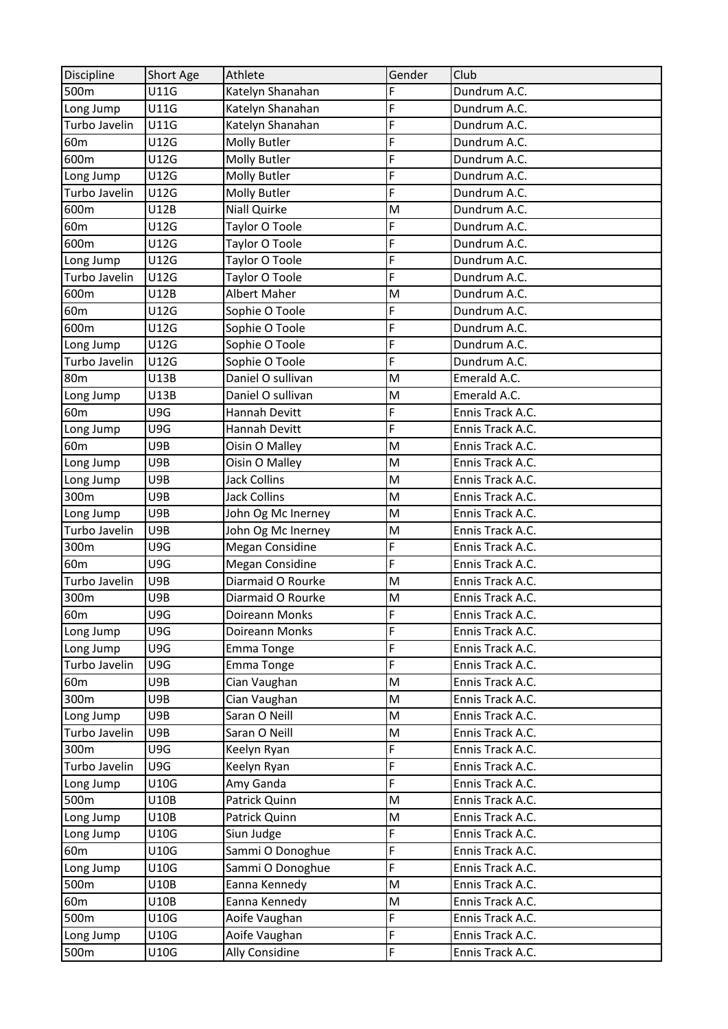| Discipline | Short Age | Athlete | Gender | Club |
|---|---|---|---|---|
| 500m | U11G | Katelyn Shanahan | F | Dundrum A.C. |
| Long Jump | U11G | Katelyn Shanahan | F | Dundrum A.C. |
| Turbo Javelin | U11G | Katelyn Shanahan | F | Dundrum A.C. |
| 60m | U12G | Molly Butler | F | Dundrum A.C. |
| 600m | U12G | Molly Butler | F | Dundrum A.C. |
| Long Jump | U12G | Molly Butler | F | Dundrum A.C. |
| Turbo Javelin | U12G | Molly Butler | F | Dundrum A.C. |
| 600m | U12B | Niall Quirke | M | Dundrum A.C. |
| 60m | U12G | Taylor O Toole | F | Dundrum A.C. |
| 600m | U12G | Taylor O Toole | F | Dundrum A.C. |
| Long Jump | U12G | Taylor O Toole | F | Dundrum A.C. |
| Turbo Javelin | U12G | Taylor O Toole | F | Dundrum A.C. |
| 600m | U12B | Albert Maher | M | Dundrum A.C. |
| 60m | U12G | Sophie O Toole | F | Dundrum A.C. |
| 600m | U12G | Sophie O Toole | F | Dundrum A.C. |
| Long Jump | U12G | Sophie O Toole | F | Dundrum A.C. |
| Turbo Javelin | U12G | Sophie O Toole | F | Dundrum A.C. |
| 80m | U13B | Daniel O sullivan | M | Emerald A.C. |
| Long Jump | U13B | Daniel O sullivan | M | Emerald A.C. |
| 60m | U9G | Hannah Devitt | F | Ennis Track A.C. |
| Long Jump | U9G | Hannah Devitt | F | Ennis Track A.C. |
| 60m | U9B | Oisin O Malley | M | Ennis Track A.C. |
| Long Jump | U9B | Oisin O Malley | M | Ennis Track A.C. |
| Long Jump | U9B | Jack Collins | M | Ennis Track A.C. |
| 300m | U9B | Jack Collins | M | Ennis Track A.C. |
| Long Jump | U9B | John Og Mc Inerney | M | Ennis Track A.C. |
| Turbo Javelin | U9B | John Og Mc Inerney | M | Ennis Track A.C. |
| 300m | U9G | Megan Considine | F | Ennis Track A.C. |
| 60m | U9G | Megan Considine | F | Ennis Track A.C. |
| Turbo Javelin | U9B | Diarmaid O Rourke | M | Ennis Track A.C. |
| 300m | U9B | Diarmaid O Rourke | M | Ennis Track A.C. |
| 60m | U9G | Doireann Monks | F | Ennis Track A.C. |
| Long Jump | U9G | Doireann Monks | F | Ennis Track A.C. |
| Long Jump | U9G | Emma Tonge | F | Ennis Track A.C. |
| Turbo Javelin | U9G | Emma Tonge | F | Ennis Track A.C. |
| 60m | U9B | Cian Vaughan | M | Ennis Track A.C. |
| 300m | U9B | Cian Vaughan | M | Ennis Track A.C. |
| Long Jump | U9B | Saran O Neill | M | Ennis Track A.C. |
| Turbo Javelin | U9B | Saran O Neill | M | Ennis Track A.C. |
| 300m | U9G | Keelyn Ryan | F | Ennis Track A.C. |
| Turbo Javelin | U9G | Keelyn Ryan | F | Ennis Track A.C. |
| Long Jump | U10G | Amy Ganda | F | Ennis Track A.C. |
| 500m | U10B | Patrick Quinn | M | Ennis Track A.C. |
| Long Jump | U10B | Patrick Quinn | M | Ennis Track A.C. |
| Long Jump | U10G | Siun Judge | F | Ennis Track A.C. |
| 60m | U10G | Sammi O Donoghue | F | Ennis Track A.C. |
| Long Jump | U10G | Sammi O Donoghue | F | Ennis Track A.C. |
| 500m | U10B | Eanna Kennedy | M | Ennis Track A.C. |
| 60m | U10B | Eanna Kennedy | M | Ennis Track A.C. |
| 500m | U10G | Aoife Vaughan | F | Ennis Track A.C. |
| Long Jump | U10G | Aoife Vaughan | F | Ennis Track A.C. |
| 500m | U10G | Ally Considine | F | Ennis Track A.C. |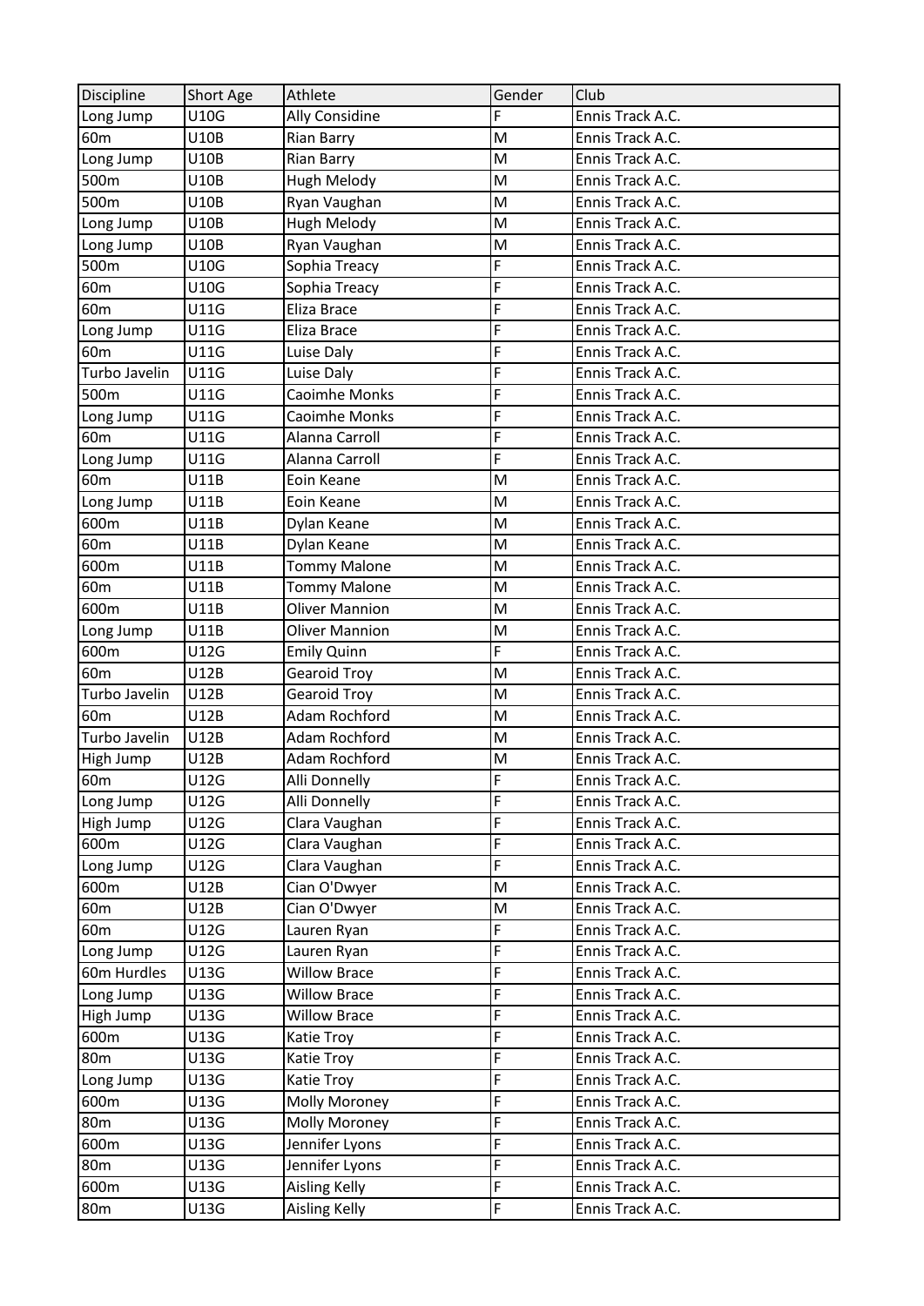| Discipline | Short Age | Athlete | Gender | Club |
| --- | --- | --- | --- | --- |
| Long Jump | U10G | Ally Considine | F | Ennis Track A.C. |
| 60m | U10B | Rian Barry | M | Ennis Track A.C. |
| Long Jump | U10B | Rian Barry | M | Ennis Track A.C. |
| 500m | U10B | Hugh Melody | M | Ennis Track A.C. |
| 500m | U10B | Ryan Vaughan | M | Ennis Track A.C. |
| Long Jump | U10B | Hugh Melody | M | Ennis Track A.C. |
| Long Jump | U10B | Ryan Vaughan | M | Ennis Track A.C. |
| 500m | U10G | Sophia Treacy | F | Ennis Track A.C. |
| 60m | U10G | Sophia Treacy | F | Ennis Track A.C. |
| 60m | U11G | Eliza Brace | F | Ennis Track A.C. |
| Long Jump | U11G | Eliza Brace | F | Ennis Track A.C. |
| 60m | U11G | Luise Daly | F | Ennis Track A.C. |
| Turbo Javelin | U11G | Luise Daly | F | Ennis Track A.C. |
| 500m | U11G | Caoimhe Monks | F | Ennis Track A.C. |
| Long Jump | U11G | Caoimhe Monks | F | Ennis Track A.C. |
| 60m | U11G | Alanna Carroll | F | Ennis Track A.C. |
| Long Jump | U11G | Alanna Carroll | F | Ennis Track A.C. |
| 60m | U11B | Eoin Keane | M | Ennis Track A.C. |
| Long Jump | U11B | Eoin Keane | M | Ennis Track A.C. |
| 600m | U11B | Dylan Keane | M | Ennis Track A.C. |
| 60m | U11B | Dylan Keane | M | Ennis Track A.C. |
| 600m | U11B | Tommy Malone | M | Ennis Track A.C. |
| 60m | U11B | Tommy Malone | M | Ennis Track A.C. |
| 600m | U11B | Oliver Mannion | M | Ennis Track A.C. |
| Long Jump | U11B | Oliver Mannion | M | Ennis Track A.C. |
| 600m | U12G | Emily Quinn | F | Ennis Track A.C. |
| 60m | U12B | Gearoid Troy | M | Ennis Track A.C. |
| Turbo Javelin | U12B | Gearoid Troy | M | Ennis Track A.C. |
| 60m | U12B | Adam Rochford | M | Ennis Track A.C. |
| Turbo Javelin | U12B | Adam Rochford | M | Ennis Track A.C. |
| High Jump | U12B | Adam Rochford | M | Ennis Track A.C. |
| 60m | U12G | Alli Donnelly | F | Ennis Track A.C. |
| Long Jump | U12G | Alli Donnelly | F | Ennis Track A.C. |
| High Jump | U12G | Clara Vaughan | F | Ennis Track A.C. |
| 600m | U12G | Clara Vaughan | F | Ennis Track A.C. |
| Long Jump | U12G | Clara Vaughan | F | Ennis Track A.C. |
| 600m | U12B | Cian O'Dwyer | M | Ennis Track A.C. |
| 60m | U12B | Cian O'Dwyer | M | Ennis Track A.C. |
| 60m | U12G | Lauren Ryan | F | Ennis Track A.C. |
| Long Jump | U12G | Lauren Ryan | F | Ennis Track A.C. |
| 60m Hurdles | U13G | Willow Brace | F | Ennis Track A.C. |
| Long Jump | U13G | Willow Brace | F | Ennis Track A.C. |
| High Jump | U13G | Willow Brace | F | Ennis Track A.C. |
| 600m | U13G | Katie Troy | F | Ennis Track A.C. |
| 80m | U13G | Katie Troy | F | Ennis Track A.C. |
| Long Jump | U13G | Katie Troy | F | Ennis Track A.C. |
| 600m | U13G | Molly Moroney | F | Ennis Track A.C. |
| 80m | U13G | Molly Moroney | F | Ennis Track A.C. |
| 600m | U13G | Jennifer Lyons | F | Ennis Track A.C. |
| 80m | U13G | Jennifer Lyons | F | Ennis Track A.C. |
| 600m | U13G | Aisling Kelly | F | Ennis Track A.C. |
| 80m | U13G | Aisling Kelly | F | Ennis Track A.C. |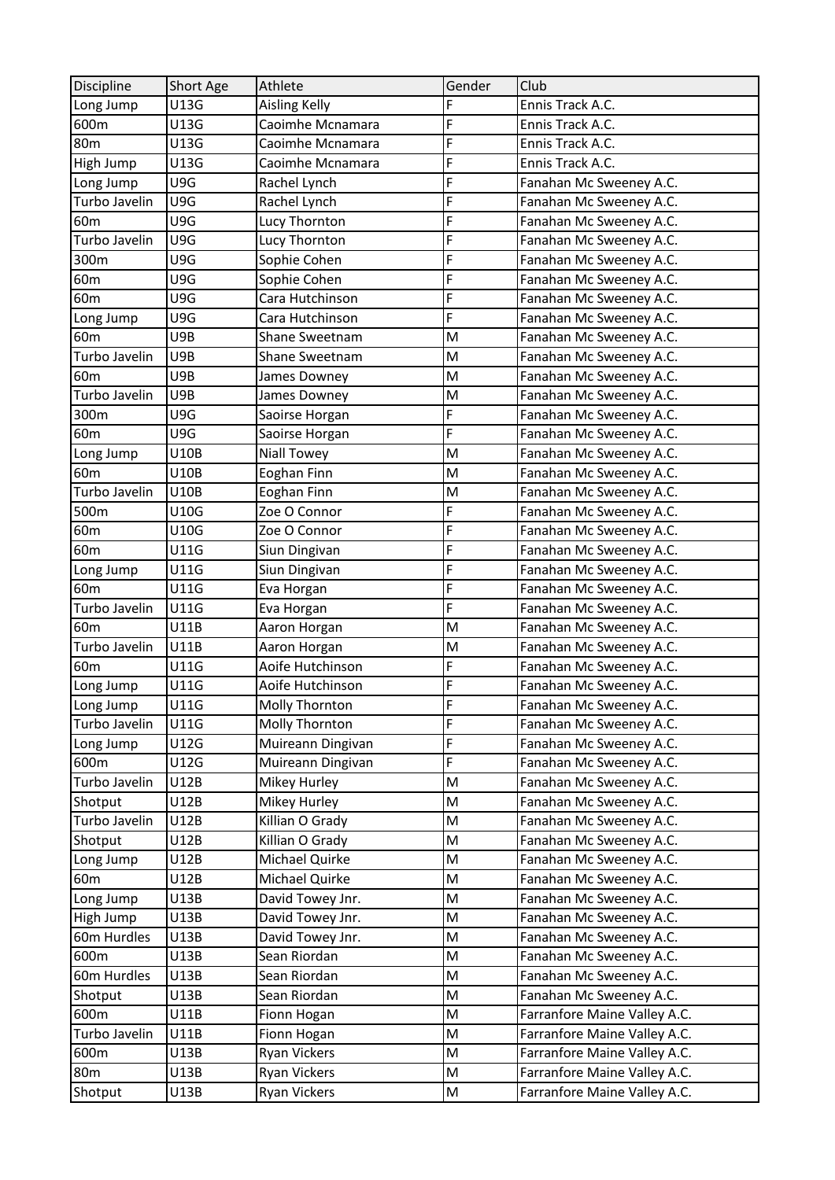| Discipline | Short Age | Athlete | Gender | Club |
| --- | --- | --- | --- | --- |
| Long Jump | U13G | Aisling Kelly | F | Ennis Track A.C. |
| 600m | U13G | Caoimhe Mcnamara | F | Ennis Track A.C. |
| 80m | U13G | Caoimhe Mcnamara | F | Ennis Track A.C. |
| High Jump | U13G | Caoimhe Mcnamara | F | Ennis Track A.C. |
| Long Jump | U9G | Rachel Lynch | F | Fanahan Mc Sweeney A.C. |
| Turbo Javelin | U9G | Rachel Lynch | F | Fanahan Mc Sweeney A.C. |
| 60m | U9G | Lucy Thornton | F | Fanahan Mc Sweeney A.C. |
| Turbo Javelin | U9G | Lucy Thornton | F | Fanahan Mc Sweeney A.C. |
| 300m | U9G | Sophie Cohen | F | Fanahan Mc Sweeney A.C. |
| 60m | U9G | Sophie Cohen | F | Fanahan Mc Sweeney A.C. |
| 60m | U9G | Cara Hutchinson | F | Fanahan Mc Sweeney A.C. |
| Long Jump | U9G | Cara Hutchinson | F | Fanahan Mc Sweeney A.C. |
| 60m | U9B | Shane Sweetnam | M | Fanahan Mc Sweeney A.C. |
| Turbo Javelin | U9B | Shane Sweetnam | M | Fanahan Mc Sweeney A.C. |
| 60m | U9B | James Downey | M | Fanahan Mc Sweeney A.C. |
| Turbo Javelin | U9B | James Downey | M | Fanahan Mc Sweeney A.C. |
| 300m | U9G | Saoirse Horgan | F | Fanahan Mc Sweeney A.C. |
| 60m | U9G | Saoirse Horgan | F | Fanahan Mc Sweeney A.C. |
| Long Jump | U10B | Niall Towey | M | Fanahan Mc Sweeney A.C. |
| 60m | U10B | Eoghan Finn | M | Fanahan Mc Sweeney A.C. |
| Turbo Javelin | U10B | Eoghan Finn | M | Fanahan Mc Sweeney A.C. |
| 500m | U10G | Zoe O Connor | F | Fanahan Mc Sweeney A.C. |
| 60m | U10G | Zoe O Connor | F | Fanahan Mc Sweeney A.C. |
| 60m | U11G | Siun Dingivan | F | Fanahan Mc Sweeney A.C. |
| Long Jump | U11G | Siun Dingivan | F | Fanahan Mc Sweeney A.C. |
| 60m | U11G | Eva Horgan | F | Fanahan Mc Sweeney A.C. |
| Turbo Javelin | U11G | Eva Horgan | F | Fanahan Mc Sweeney A.C. |
| 60m | U11B | Aaron Horgan | M | Fanahan Mc Sweeney A.C. |
| Turbo Javelin | U11B | Aaron Horgan | M | Fanahan Mc Sweeney A.C. |
| 60m | U11G | Aoife Hutchinson | F | Fanahan Mc Sweeney A.C. |
| Long Jump | U11G | Aoife Hutchinson | F | Fanahan Mc Sweeney A.C. |
| Long Jump | U11G | Molly Thornton | F | Fanahan Mc Sweeney A.C. |
| Turbo Javelin | U11G | Molly Thornton | F | Fanahan Mc Sweeney A.C. |
| Long Jump | U12G | Muireann Dingivan | F | Fanahan Mc Sweeney A.C. |
| 600m | U12G | Muireann Dingivan | F | Fanahan Mc Sweeney A.C. |
| Turbo Javelin | U12B | Mikey Hurley | M | Fanahan Mc Sweeney A.C. |
| Shotput | U12B | Mikey Hurley | M | Fanahan Mc Sweeney A.C. |
| Turbo Javelin | U12B | Killian O Grady | M | Fanahan Mc Sweeney A.C. |
| Shotput | U12B | Killian O Grady | M | Fanahan Mc Sweeney A.C. |
| Long Jump | U12B | Michael Quirke | M | Fanahan Mc Sweeney A.C. |
| 60m | U12B | Michael Quirke | M | Fanahan Mc Sweeney A.C. |
| Long Jump | U13B | David Towey Jnr. | M | Fanahan Mc Sweeney A.C. |
| High Jump | U13B | David Towey Jnr. | M | Fanahan Mc Sweeney A.C. |
| 60m Hurdles | U13B | David Towey Jnr. | M | Fanahan Mc Sweeney A.C. |
| 600m | U13B | Sean Riordan | M | Fanahan Mc Sweeney A.C. |
| 60m Hurdles | U13B | Sean Riordan | M | Fanahan Mc Sweeney A.C. |
| Shotput | U13B | Sean Riordan | M | Fanahan Mc Sweeney A.C. |
| 600m | U11B | Fionn Hogan | M | Farranfore Maine Valley A.C. |
| Turbo Javelin | U11B | Fionn Hogan | M | Farranfore Maine Valley A.C. |
| 600m | U13B | Ryan Vickers | M | Farranfore Maine Valley A.C. |
| 80m | U13B | Ryan Vickers | M | Farranfore Maine Valley A.C. |
| Shotput | U13B | Ryan Vickers | M | Farranfore Maine Valley A.C. |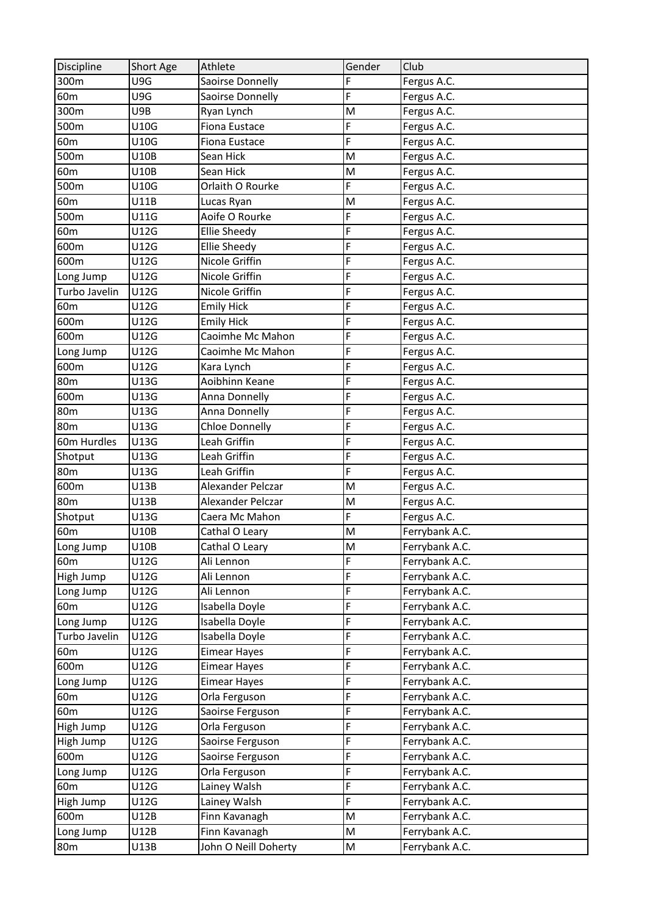| Discipline | Short Age | Athlete | Gender | Club |
|---|---|---|---|---|
| 300m | U9G | Saoirse Donnelly | F | Fergus A.C. |
| 60m | U9G | Saoirse Donnelly | F | Fergus A.C. |
| 300m | U9B | Ryan Lynch | M | Fergus A.C. |
| 500m | U10G | Fiona Eustace | F | Fergus A.C. |
| 60m | U10G | Fiona Eustace | F | Fergus A.C. |
| 500m | U10B | Sean Hick | M | Fergus A.C. |
| 60m | U10B | Sean Hick | M | Fergus A.C. |
| 500m | U10G | Orlaith O Rourke | F | Fergus A.C. |
| 60m | U11B | Lucas Ryan | M | Fergus A.C. |
| 500m | U11G | Aoife O Rourke | F | Fergus A.C. |
| 60m | U12G | Ellie Sheedy | F | Fergus A.C. |
| 600m | U12G | Ellie Sheedy | F | Fergus A.C. |
| 600m | U12G | Nicole Griffin | F | Fergus A.C. |
| Long Jump | U12G | Nicole Griffin | F | Fergus A.C. |
| Turbo Javelin | U12G | Nicole Griffin | F | Fergus A.C. |
| 60m | U12G | Emily Hick | F | Fergus A.C. |
| 600m | U12G | Emily Hick | F | Fergus A.C. |
| 600m | U12G | Caoimhe Mc Mahon | F | Fergus A.C. |
| Long Jump | U12G | Caoimhe Mc Mahon | F | Fergus A.C. |
| 600m | U12G | Kara Lynch | F | Fergus A.C. |
| 80m | U13G | Aoibhinn Keane | F | Fergus A.C. |
| 600m | U13G | Anna Donnelly | F | Fergus A.C. |
| 80m | U13G | Anna Donnelly | F | Fergus A.C. |
| 80m | U13G | Chloe Donnelly | F | Fergus A.C. |
| 60m Hurdles | U13G | Leah Griffin | F | Fergus A.C. |
| Shotput | U13G | Leah Griffin | F | Fergus A.C. |
| 80m | U13G | Leah Griffin | F | Fergus A.C. |
| 600m | U13B | Alexander Pelczar | M | Fergus A.C. |
| 80m | U13B | Alexander Pelczar | M | Fergus A.C. |
| Shotput | U13G | Caera Mc Mahon | F | Fergus A.C. |
| 60m | U10B | Cathal O Leary | M | Ferrybank A.C. |
| Long Jump | U10B | Cathal O Leary | M | Ferrybank A.C. |
| 60m | U12G | Ali Lennon | F | Ferrybank A.C. |
| High Jump | U12G | Ali Lennon | F | Ferrybank A.C. |
| Long Jump | U12G | Ali Lennon | F | Ferrybank A.C. |
| 60m | U12G | Isabella Doyle | F | Ferrybank A.C. |
| Long Jump | U12G | Isabella Doyle | F | Ferrybank A.C. |
| Turbo Javelin | U12G | Isabella Doyle | F | Ferrybank A.C. |
| 60m | U12G | Eimear Hayes | F | Ferrybank A.C. |
| 600m | U12G | Eimear Hayes | F | Ferrybank A.C. |
| Long Jump | U12G | Eimear Hayes | F | Ferrybank A.C. |
| 60m | U12G | Orla Ferguson | F | Ferrybank A.C. |
| 60m | U12G | Saoirse Ferguson | F | Ferrybank A.C. |
| High Jump | U12G | Orla Ferguson | F | Ferrybank A.C. |
| High Jump | U12G | Saoirse Ferguson | F | Ferrybank A.C. |
| 600m | U12G | Saoirse Ferguson | F | Ferrybank A.C. |
| Long Jump | U12G | Orla Ferguson | F | Ferrybank A.C. |
| 60m | U12G | Lainey Walsh | F | Ferrybank A.C. |
| High Jump | U12G | Lainey Walsh | F | Ferrybank A.C. |
| 600m | U12B | Finn Kavanagh | M | Ferrybank A.C. |
| Long Jump | U12B | Finn Kavanagh | M | Ferrybank A.C. |
| 80m | U13B | John O Neill Doherty | M | Ferrybank A.C. |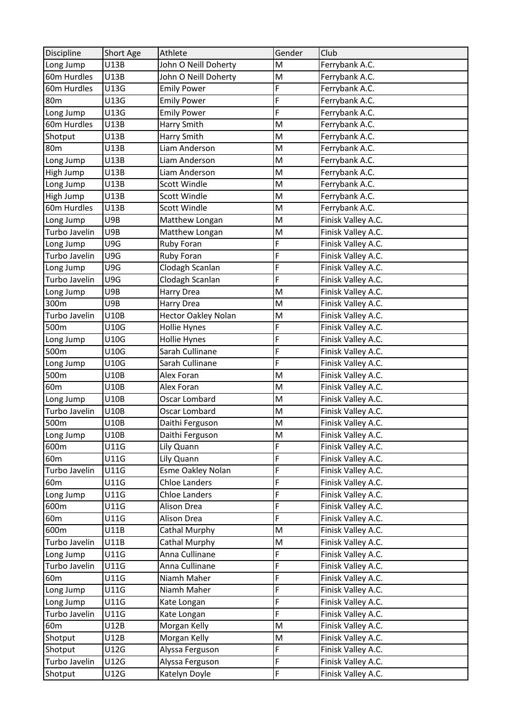| Discipline | Short Age | Athlete | Gender | Club |
|---|---|---|---|---|
| Long Jump | U13B | John O Neill Doherty | M | Ferrybank A.C. |
| 60m Hurdles | U13B | John O Neill Doherty | M | Ferrybank A.C. |
| 60m Hurdles | U13G | Emily Power | F | Ferrybank A.C. |
| 80m | U13G | Emily Power | F | Ferrybank A.C. |
| Long Jump | U13G | Emily Power | F | Ferrybank A.C. |
| 60m Hurdles | U13B | Harry Smith | M | Ferrybank A.C. |
| Shotput | U13B | Harry Smith | M | Ferrybank A.C. |
| 80m | U13B | Liam Anderson | M | Ferrybank A.C. |
| Long Jump | U13B | Liam Anderson | M | Ferrybank A.C. |
| High Jump | U13B | Liam Anderson | M | Ferrybank A.C. |
| Long Jump | U13B | Scott Windle | M | Ferrybank A.C. |
| High Jump | U13B | Scott Windle | M | Ferrybank A.C. |
| 60m Hurdles | U13B | Scott Windle | M | Ferrybank A.C. |
| Long Jump | U9B | Matthew Longan | M | Finisk Valley A.C. |
| Turbo Javelin | U9B | Matthew Longan | M | Finisk Valley A.C. |
| Long Jump | U9G | Ruby Foran | F | Finisk Valley A.C. |
| Turbo Javelin | U9G | Ruby Foran | F | Finisk Valley A.C. |
| Long Jump | U9G | Clodagh Scanlan | F | Finisk Valley A.C. |
| Turbo Javelin | U9G | Clodagh Scanlan | F | Finisk Valley A.C. |
| Long Jump | U9B | Harry Drea | M | Finisk Valley A.C. |
| 300m | U9B | Harry Drea | M | Finisk Valley A.C. |
| Turbo Javelin | U10B | Hector Oakley Nolan | M | Finisk Valley A.C. |
| 500m | U10G | Hollie Hynes | F | Finisk Valley A.C. |
| Long Jump | U10G | Hollie Hynes | F | Finisk Valley A.C. |
| 500m | U10G | Sarah Cullinane | F | Finisk Valley A.C. |
| Long Jump | U10G | Sarah Cullinane | F | Finisk Valley A.C. |
| 500m | U10B | Alex Foran | M | Finisk Valley A.C. |
| 60m | U10B | Alex Foran | M | Finisk Valley A.C. |
| Long Jump | U10B | Oscar Lombard | M | Finisk Valley A.C. |
| Turbo Javelin | U10B | Oscar Lombard | M | Finisk Valley A.C. |
| 500m | U10B | Daithi Ferguson | M | Finisk Valley A.C. |
| Long Jump | U10B | Daithi Ferguson | M | Finisk Valley A.C. |
| 600m | U11G | Lily Quann | F | Finisk Valley A.C. |
| 60m | U11G | Lily Quann | F | Finisk Valley A.C. |
| Turbo Javelin | U11G | Esme Oakley Nolan | F | Finisk Valley A.C. |
| 60m | U11G | Chloe Landers | F | Finisk Valley A.C. |
| Long Jump | U11G | Chloe Landers | F | Finisk Valley A.C. |
| 600m | U11G | Alison Drea | F | Finisk Valley A.C. |
| 60m | U11G | Alison Drea | F | Finisk Valley A.C. |
| 600m | U11B | Cathal Murphy | M | Finisk Valley A.C. |
| Turbo Javelin | U11B | Cathal Murphy | M | Finisk Valley A.C. |
| Long Jump | U11G | Anna Cullinane | F | Finisk Valley A.C. |
| Turbo Javelin | U11G | Anna Cullinane | F | Finisk Valley A.C. |
| 60m | U11G | Niamh Maher | F | Finisk Valley A.C. |
| Long Jump | U11G | Niamh Maher | F | Finisk Valley A.C. |
| Long Jump | U11G | Kate Longan | F | Finisk Valley A.C. |
| Turbo Javelin | U11G | Kate Longan | F | Finisk Valley A.C. |
| 60m | U12B | Morgan Kelly | M | Finisk Valley A.C. |
| Shotput | U12B | Morgan Kelly | M | Finisk Valley A.C. |
| Shotput | U12G | Alyssa Ferguson | F | Finisk Valley A.C. |
| Turbo Javelin | U12G | Alyssa Ferguson | F | Finisk Valley A.C. |
| Shotput | U12G | Katelyn Doyle | F | Finisk Valley A.C. |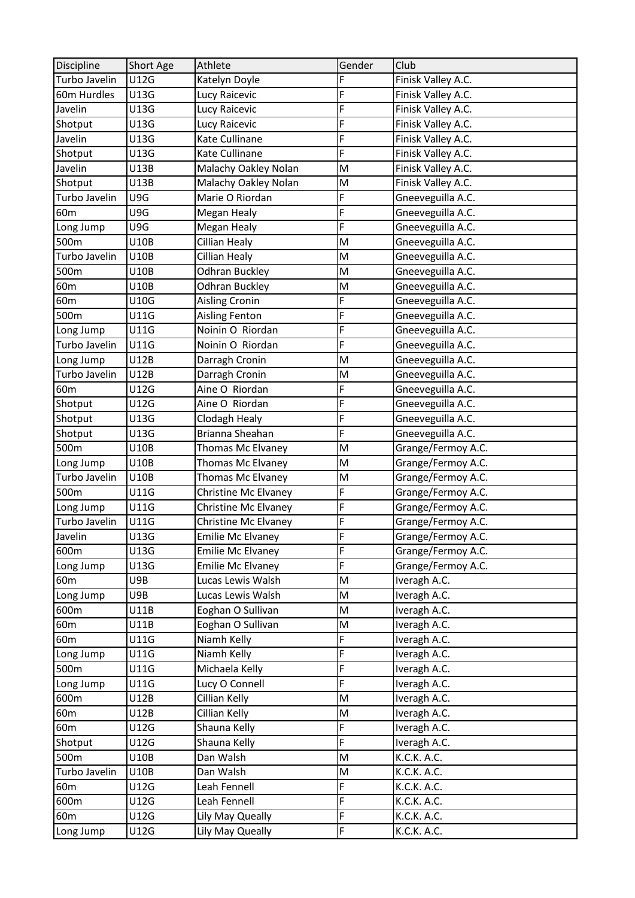| Discipline | Short Age | Athlete | Gender | Club |
| --- | --- | --- | --- | --- |
| Turbo Javelin | U12G | Katelyn Doyle | F | Finisk Valley A.C. |
| 60m Hurdles | U13G | Lucy Raicevic | F | Finisk Valley A.C. |
| Javelin | U13G | Lucy Raicevic | F | Finisk Valley A.C. |
| Shotput | U13G | Lucy Raicevic | F | Finisk Valley A.C. |
| Javelin | U13G | Kate Cullinane | F | Finisk Valley A.C. |
| Shotput | U13G | Kate Cullinane | F | Finisk Valley A.C. |
| Javelin | U13B | Malachy Oakley Nolan | M | Finisk Valley A.C. |
| Shotput | U13B | Malachy Oakley Nolan | M | Finisk Valley A.C. |
| Turbo Javelin | U9G | Marie O Riordan | F | Gneeveguilla A.C. |
| 60m | U9G | Megan Healy | F | Gneeveguilla A.C. |
| Long Jump | U9G | Megan Healy | F | Gneeveguilla A.C. |
| 500m | U10B | Cillian Healy | M | Gneeveguilla A.C. |
| Turbo Javelin | U10B | Cillian Healy | M | Gneeveguilla A.C. |
| 500m | U10B | Odhran Buckley | M | Gneeveguilla A.C. |
| 60m | U10B | Odhran Buckley | M | Gneeveguilla A.C. |
| 60m | U10G | Aisling Cronin | F | Gneeveguilla A.C. |
| 500m | U11G | Aisling Fenton | F | Gneeveguilla A.C. |
| Long Jump | U11G | Noinin O Riordan | F | Gneeveguilla A.C. |
| Turbo Javelin | U11G | Noinin O Riordan | F | Gneeveguilla A.C. |
| Long Jump | U12B | Darragh Cronin | M | Gneeveguilla A.C. |
| Turbo Javelin | U12B | Darragh Cronin | M | Gneeveguilla A.C. |
| 60m | U12G | Aine O Riordan | F | Gneeveguilla A.C. |
| Shotput | U12G | Aine O Riordan | F | Gneeveguilla A.C. |
| Shotput | U13G | Clodagh Healy | F | Gneeveguilla A.C. |
| Shotput | U13G | Brianna Sheahan | F | Gneeveguilla A.C. |
| 500m | U10B | Thomas Mc Elvaney | M | Grange/Fermoy A.C. |
| Long Jump | U10B | Thomas Mc Elvaney | M | Grange/Fermoy A.C. |
| Turbo Javelin | U10B | Thomas Mc Elvaney | M | Grange/Fermoy A.C. |
| 500m | U11G | Christine Mc Elvaney | F | Grange/Fermoy A.C. |
| Long Jump | U11G | Christine Mc Elvaney | F | Grange/Fermoy A.C. |
| Turbo Javelin | U11G | Christine Mc Elvaney | F | Grange/Fermoy A.C. |
| Javelin | U13G | Emilie Mc Elvaney | F | Grange/Fermoy A.C. |
| 600m | U13G | Emilie Mc Elvaney | F | Grange/Fermoy A.C. |
| Long Jump | U13G | Emilie Mc Elvaney | F | Grange/Fermoy A.C. |
| 60m | U9B | Lucas Lewis Walsh | M | Iveragh A.C. |
| Long Jump | U9B | Lucas Lewis Walsh | M | Iveragh A.C. |
| 600m | U11B | Eoghan O Sullivan | M | Iveragh A.C. |
| 60m | U11B | Eoghan O Sullivan | M | Iveragh A.C. |
| 60m | U11G | Niamh Kelly | F | Iveragh A.C. |
| Long Jump | U11G | Niamh Kelly | F | Iveragh A.C. |
| 500m | U11G | Michaela Kelly | F | Iveragh A.C. |
| Long Jump | U11G | Lucy O Connell | F | Iveragh A.C. |
| 600m | U12B | Cillian Kelly | M | Iveragh A.C. |
| 60m | U12B | Cillian Kelly | M | Iveragh A.C. |
| 60m | U12G | Shauna Kelly | F | Iveragh A.C. |
| Shotput | U12G | Shauna Kelly | F | Iveragh A.C. |
| 500m | U10B | Dan Walsh | M | K.C.K. A.C. |
| Turbo Javelin | U10B | Dan Walsh | M | K.C.K. A.C. |
| 60m | U12G | Leah Fennell | F | K.C.K. A.C. |
| 600m | U12G | Leah Fennell | F | K.C.K. A.C. |
| 60m | U12G | Lily May Queally | F | K.C.K. A.C. |
| Long Jump | U12G | Lily May Queally | F | K.C.K. A.C. |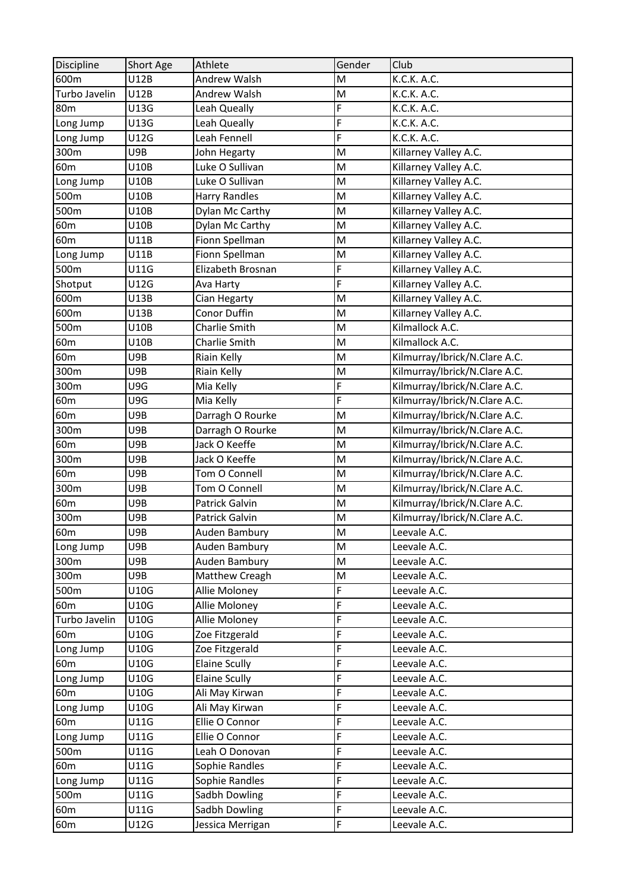| Discipline | Short Age | Athlete | Gender | Club |
|---|---|---|---|---|
| 600m | U12B | Andrew Walsh | M | K.C.K. A.C. |
| Turbo Javelin | U12B | Andrew Walsh | M | K.C.K. A.C. |
| 80m | U13G | Leah Queally | F | K.C.K. A.C. |
| Long Jump | U13G | Leah Queally | F | K.C.K. A.C. |
| Long Jump | U12G | Leah Fennell | F | K.C.K. A.C. |
| 300m | U9B | John Hegarty | M | Killarney Valley A.C. |
| 60m | U10B | Luke O Sullivan | M | Killarney Valley A.C. |
| Long Jump | U10B | Luke O Sullivan | M | Killarney Valley A.C. |
| 500m | U10B | Harry Randles | M | Killarney Valley A.C. |
| 500m | U10B | Dylan Mc Carthy | M | Killarney Valley A.C. |
| 60m | U10B | Dylan Mc Carthy | M | Killarney Valley A.C. |
| 60m | U11B | Fionn Spellman | M | Killarney Valley A.C. |
| Long Jump | U11B | Fionn Spellman | M | Killarney Valley A.C. |
| 500m | U11G | Elizabeth Brosnan | F | Killarney Valley A.C. |
| Shotput | U12G | Ava Harty | F | Killarney Valley A.C. |
| 600m | U13B | Cian Hegarty | M | Killarney Valley A.C. |
| 600m | U13B | Conor Duffin | M | Killarney Valley A.C. |
| 500m | U10B | Charlie Smith | M | Kilmallock A.C. |
| 60m | U10B | Charlie Smith | M | Kilmallock A.C. |
| 60m | U9B | Riain Kelly | M | Kilmurray/Ibrick/N.Clare A.C. |
| 300m | U9B | Riain Kelly | M | Kilmurray/Ibrick/N.Clare A.C. |
| 300m | U9G | Mia Kelly | F | Kilmurray/Ibrick/N.Clare A.C. |
| 60m | U9G | Mia Kelly | F | Kilmurray/Ibrick/N.Clare A.C. |
| 60m | U9B | Darragh O Rourke | M | Kilmurray/Ibrick/N.Clare A.C. |
| 300m | U9B | Darragh O Rourke | M | Kilmurray/Ibrick/N.Clare A.C. |
| 60m | U9B | Jack O Keeffe | M | Kilmurray/Ibrick/N.Clare A.C. |
| 300m | U9B | Jack O Keeffe | M | Kilmurray/Ibrick/N.Clare A.C. |
| 60m | U9B | Tom O Connell | M | Kilmurray/Ibrick/N.Clare A.C. |
| 300m | U9B | Tom O Connell | M | Kilmurray/Ibrick/N.Clare A.C. |
| 60m | U9B | Patrick Galvin | M | Kilmurray/Ibrick/N.Clare A.C. |
| 300m | U9B | Patrick Galvin | M | Kilmurray/Ibrick/N.Clare A.C. |
| 60m | U9B | Auden Bambury | M | Leevale A.C. |
| Long Jump | U9B | Auden Bambury | M | Leevale A.C. |
| 300m | U9B | Auden Bambury | M | Leevale A.C. |
| 300m | U9B | Matthew Creagh | M | Leevale A.C. |
| 500m | U10G | Allie Moloney | F | Leevale A.C. |
| 60m | U10G | Allie Moloney | F | Leevale A.C. |
| Turbo Javelin | U10G | Allie Moloney | F | Leevale A.C. |
| 60m | U10G | Zoe Fitzgerald | F | Leevale A.C. |
| Long Jump | U10G | Zoe Fitzgerald | F | Leevale A.C. |
| 60m | U10G | Elaine Scully | F | Leevale A.C. |
| Long Jump | U10G | Elaine Scully | F | Leevale A.C. |
| 60m | U10G | Ali May Kirwan | F | Leevale A.C. |
| Long Jump | U10G | Ali May Kirwan | F | Leevale A.C. |
| 60m | U11G | Ellie O Connor | F | Leevale A.C. |
| Long Jump | U11G | Ellie O Connor | F | Leevale A.C. |
| 500m | U11G | Leah O Donovan | F | Leevale A.C. |
| 60m | U11G | Sophie Randles | F | Leevale A.C. |
| Long Jump | U11G | Sophie Randles | F | Leevale A.C. |
| 500m | U11G | Sadbh Dowling | F | Leevale A.C. |
| 60m | U11G | Sadbh Dowling | F | Leevale A.C. |
| 60m | U12G | Jessica Merrigan | F | Leevale A.C. |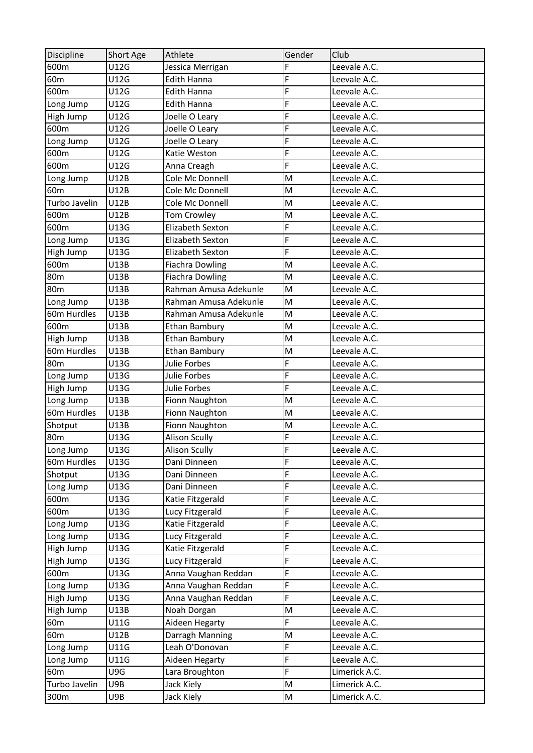| Discipline | Short Age | Athlete | Gender | Club |
|---|---|---|---|---|
| 600m | U12G | Jessica Merrigan | F | Leevale A.C. |
| 60m | U12G | Edith Hanna | F | Leevale A.C. |
| 600m | U12G | Edith Hanna | F | Leevale A.C. |
| Long Jump | U12G | Edith Hanna | F | Leevale A.C. |
| High Jump | U12G | Joelle O Leary | F | Leevale A.C. |
| 600m | U12G | Joelle O Leary | F | Leevale A.C. |
| Long Jump | U12G | Joelle O Leary | F | Leevale A.C. |
| 600m | U12G | Katie Weston | F | Leevale A.C. |
| 600m | U12G | Anna Creagh | F | Leevale A.C. |
| Long Jump | U12B | Cole Mc Donnell | M | Leevale A.C. |
| 60m | U12B | Cole Mc Donnell | M | Leevale A.C. |
| Turbo Javelin | U12B | Cole Mc Donnell | M | Leevale A.C. |
| 600m | U12B | Tom Crowley | M | Leevale A.C. |
| 600m | U13G | Elizabeth Sexton | F | Leevale A.C. |
| Long Jump | U13G | Elizabeth Sexton | F | Leevale A.C. |
| High Jump | U13G | Elizabeth Sexton | F | Leevale A.C. |
| 600m | U13B | Fiachra Dowling | M | Leevale A.C. |
| 80m | U13B | Fiachra Dowling | M | Leevale A.C. |
| 80m | U13B | Rahman Amusa Adekunle | M | Leevale A.C. |
| Long Jump | U13B | Rahman Amusa Adekunle | M | Leevale A.C. |
| 60m Hurdles | U13B | Rahman Amusa Adekunle | M | Leevale A.C. |
| 600m | U13B | Ethan Bambury | M | Leevale A.C. |
| High Jump | U13B | Ethan Bambury | M | Leevale A.C. |
| 60m Hurdles | U13B | Ethan Bambury | M | Leevale A.C. |
| 80m | U13G | Julie Forbes | F | Leevale A.C. |
| Long Jump | U13G | Julie Forbes | F | Leevale A.C. |
| High Jump | U13G | Julie Forbes | F | Leevale A.C. |
| Long Jump | U13B | Fionn Naughton | M | Leevale A.C. |
| 60m Hurdles | U13B | Fionn Naughton | M | Leevale A.C. |
| Shotput | U13B | Fionn Naughton | M | Leevale A.C. |
| 80m | U13G | Alison Scully | F | Leevale A.C. |
| Long Jump | U13G | Alison Scully | F | Leevale A.C. |
| 60m Hurdles | U13G | Dani Dinneen | F | Leevale A.C. |
| Shotput | U13G | Dani Dinneen | F | Leevale A.C. |
| Long Jump | U13G | Dani Dinneen | F | Leevale A.C. |
| 600m | U13G | Katie Fitzgerald | F | Leevale A.C. |
| 600m | U13G | Lucy Fitzgerald | F | Leevale A.C. |
| Long Jump | U13G | Katie Fitzgerald | F | Leevale A.C. |
| Long Jump | U13G | Lucy Fitzgerald | F | Leevale A.C. |
| High Jump | U13G | Katie Fitzgerald | F | Leevale A.C. |
| High Jump | U13G | Lucy Fitzgerald | F | Leevale A.C. |
| 600m | U13G | Anna Vaughan Reddan | F | Leevale A.C. |
| Long Jump | U13G | Anna Vaughan Reddan | F | Leevale A.C. |
| High Jump | U13G | Anna Vaughan Reddan | F | Leevale A.C. |
| High Jump | U13B | Noah Dorgan | M | Leevale A.C. |
| 60m | U11G | Aideen Hegarty | F | Leevale A.C. |
| 60m | U12B | Darragh Manning | M | Leevale A.C. |
| Long Jump | U11G | Leah O'Donovan | F | Leevale A.C. |
| Long Jump | U11G | Aideen Hegarty | F | Leevale A.C. |
| 60m | U9G | Lara Broughton | F | Limerick A.C. |
| Turbo Javelin | U9B | Jack Kiely | M | Limerick A.C. |
| 300m | U9B | Jack Kiely | M | Limerick A.C. |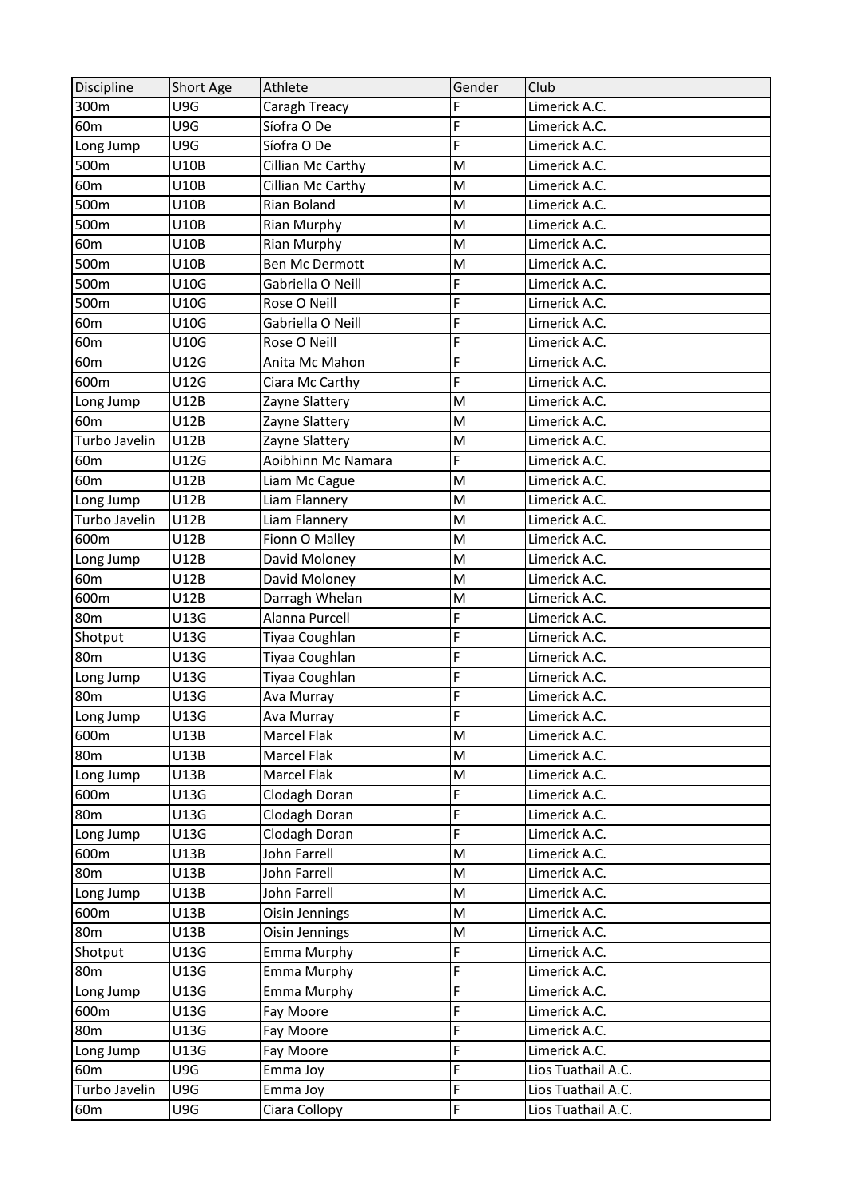| Discipline | Short Age | Athlete | Gender | Club |
|---|---|---|---|---|
| 300m | U9G | Caragh Treacy | F | Limerick A.C. |
| 60m | U9G | Síofra O De | F | Limerick A.C. |
| Long Jump | U9G | Síofra O De | F | Limerick A.C. |
| 500m | U10B | Cillian Mc Carthy | M | Limerick A.C. |
| 60m | U10B | Cillian Mc Carthy | M | Limerick A.C. |
| 500m | U10B | Rian Boland | M | Limerick A.C. |
| 500m | U10B | Rian Murphy | M | Limerick A.C. |
| 60m | U10B | Rian Murphy | M | Limerick A.C. |
| 500m | U10B | Ben Mc Dermott | M | Limerick A.C. |
| 500m | U10G | Gabriella O Neill | F | Limerick A.C. |
| 500m | U10G | Rose O Neill | F | Limerick A.C. |
| 60m | U10G | Gabriella O Neill | F | Limerick A.C. |
| 60m | U10G | Rose O Neill | F | Limerick A.C. |
| 60m | U12G | Anita Mc Mahon | F | Limerick A.C. |
| 600m | U12G | Ciara Mc Carthy | F | Limerick A.C. |
| Long Jump | U12B | Zayne Slattery | M | Limerick A.C. |
| 60m | U12B | Zayne Slattery | M | Limerick A.C. |
| Turbo Javelin | U12B | Zayne Slattery | M | Limerick A.C. |
| 60m | U12G | Aoibhinn Mc Namara | F | Limerick A.C. |
| 60m | U12B | Liam Mc Cague | M | Limerick A.C. |
| Long Jump | U12B | Liam Flannery | M | Limerick A.C. |
| Turbo Javelin | U12B | Liam Flannery | M | Limerick A.C. |
| 600m | U12B | Fionn O Malley | M | Limerick A.C. |
| Long Jump | U12B | David Moloney | M | Limerick A.C. |
| 60m | U12B | David Moloney | M | Limerick A.C. |
| 600m | U12B | Darragh Whelan | M | Limerick A.C. |
| 80m | U13G | Alanna Purcell | F | Limerick A.C. |
| Shotput | U13G | Tiyaa Coughlan | F | Limerick A.C. |
| 80m | U13G | Tiyaa Coughlan | F | Limerick A.C. |
| Long Jump | U13G | Tiyaa Coughlan | F | Limerick A.C. |
| 80m | U13G | Ava Murray | F | Limerick A.C. |
| Long Jump | U13G | Ava Murray | F | Limerick A.C. |
| 600m | U13B | Marcel Flak | M | Limerick A.C. |
| 80m | U13B | Marcel Flak | M | Limerick A.C. |
| Long Jump | U13B | Marcel Flak | M | Limerick A.C. |
| 600m | U13G | Clodagh Doran | F | Limerick A.C. |
| 80m | U13G | Clodagh Doran | F | Limerick A.C. |
| Long Jump | U13G | Clodagh Doran | F | Limerick A.C. |
| 600m | U13B | John Farrell | M | Limerick A.C. |
| 80m | U13B | John Farrell | M | Limerick A.C. |
| Long Jump | U13B | John Farrell | M | Limerick A.C. |
| 600m | U13B | Oisin Jennings | M | Limerick A.C. |
| 80m | U13B | Oisin Jennings | M | Limerick A.C. |
| Shotput | U13G | Emma Murphy | F | Limerick A.C. |
| 80m | U13G | Emma Murphy | F | Limerick A.C. |
| Long Jump | U13G | Emma Murphy | F | Limerick A.C. |
| 600m | U13G | Fay Moore | F | Limerick A.C. |
| 80m | U13G | Fay Moore | F | Limerick A.C. |
| Long Jump | U13G | Fay Moore | F | Limerick A.C. |
| 60m | U9G | Emma Joy | F | Lios Tuathail A.C. |
| Turbo Javelin | U9G | Emma Joy | F | Lios Tuathail A.C. |
| 60m | U9G | Ciara Collopy | F | Lios Tuathail A.C. |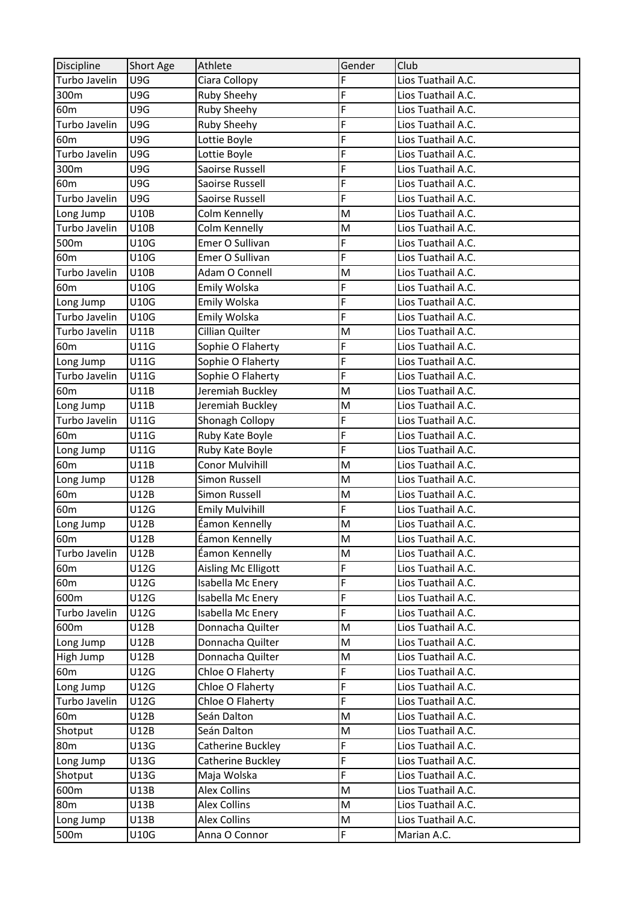| Discipline | Short Age | Athlete | Gender | Club |
|---|---|---|---|---|
| Turbo Javelin | U9G | Ciara Collopy | F | Lios Tuathail A.C. |
| 300m | U9G | Ruby Sheehy | F | Lios Tuathail A.C. |
| 60m | U9G | Ruby Sheehy | F | Lios Tuathail A.C. |
| Turbo Javelin | U9G | Ruby Sheehy | F | Lios Tuathail A.C. |
| 60m | U9G | Lottie Boyle | F | Lios Tuathail A.C. |
| Turbo Javelin | U9G | Lottie Boyle | F | Lios Tuathail A.C. |
| 300m | U9G | Saoirse Russell | F | Lios Tuathail A.C. |
| 60m | U9G | Saoirse Russell | F | Lios Tuathail A.C. |
| Turbo Javelin | U9G | Saoirse Russell | F | Lios Tuathail A.C. |
| Long Jump | U10B | Colm Kennelly | M | Lios Tuathail A.C. |
| Turbo Javelin | U10B | Colm Kennelly | M | Lios Tuathail A.C. |
| 500m | U10G | Emer O Sullivan | F | Lios Tuathail A.C. |
| 60m | U10G | Emer O Sullivan | F | Lios Tuathail A.C. |
| Turbo Javelin | U10B | Adam O Connell | M | Lios Tuathail A.C. |
| 60m | U10G | Emily Wolska | F | Lios Tuathail A.C. |
| Long Jump | U10G | Emily Wolska | F | Lios Tuathail A.C. |
| Turbo Javelin | U10G | Emily Wolska | F | Lios Tuathail A.C. |
| Turbo Javelin | U11B | Cillian Quilter | M | Lios Tuathail A.C. |
| 60m | U11G | Sophie O Flaherty | F | Lios Tuathail A.C. |
| Long Jump | U11G | Sophie O Flaherty | F | Lios Tuathail A.C. |
| Turbo Javelin | U11G | Sophie O Flaherty | F | Lios Tuathail A.C. |
| 60m | U11B | Jeremiah Buckley | M | Lios Tuathail A.C. |
| Long Jump | U11B | Jeremiah Buckley | M | Lios Tuathail A.C. |
| Turbo Javelin | U11G | Shonagh Collopy | F | Lios Tuathail A.C. |
| 60m | U11G | Ruby Kate Boyle | F | Lios Tuathail A.C. |
| Long Jump | U11G | Ruby Kate Boyle | F | Lios Tuathail A.C. |
| 60m | U11B | Conor Mulvihill | M | Lios Tuathail A.C. |
| Long Jump | U12B | Simon Russell | M | Lios Tuathail A.C. |
| 60m | U12B | Simon Russell | M | Lios Tuathail A.C. |
| 60m | U12G | Emily Mulvihill | F | Lios Tuathail A.C. |
| Long Jump | U12B | Éamon Kennelly | M | Lios Tuathail A.C. |
| 60m | U12B | Éamon Kennelly | M | Lios Tuathail A.C. |
| Turbo Javelin | U12B | Éamon Kennelly | M | Lios Tuathail A.C. |
| 60m | U12G | Aisling Mc Elligott | F | Lios Tuathail A.C. |
| 60m | U12G | Isabella Mc Enery | F | Lios Tuathail A.C. |
| 600m | U12G | Isabella Mc Enery | F | Lios Tuathail A.C. |
| Turbo Javelin | U12G | Isabella Mc Enery | F | Lios Tuathail A.C. |
| 600m | U12B | Donnacha Quilter | M | Lios Tuathail A.C. |
| Long Jump | U12B | Donnacha Quilter | M | Lios Tuathail A.C. |
| High Jump | U12B | Donnacha Quilter | M | Lios Tuathail A.C. |
| 60m | U12G | Chloe O Flaherty | F | Lios Tuathail A.C. |
| Long Jump | U12G | Chloe O Flaherty | F | Lios Tuathail A.C. |
| Turbo Javelin | U12G | Chloe O Flaherty | F | Lios Tuathail A.C. |
| 60m | U12B | Seán Dalton | M | Lios Tuathail A.C. |
| Shotput | U12B | Seán Dalton | M | Lios Tuathail A.C. |
| 80m | U13G | Catherine Buckley | F | Lios Tuathail A.C. |
| Long Jump | U13G | Catherine Buckley | F | Lios Tuathail A.C. |
| Shotput | U13G | Maja Wolska | F | Lios Tuathail A.C. |
| 600m | U13B | Alex Collins | M | Lios Tuathail A.C. |
| 80m | U13B | Alex Collins | M | Lios Tuathail A.C. |
| Long Jump | U13B | Alex Collins | M | Lios Tuathail A.C. |
| 500m | U10G | Anna O Connor | F | Marian A.C. |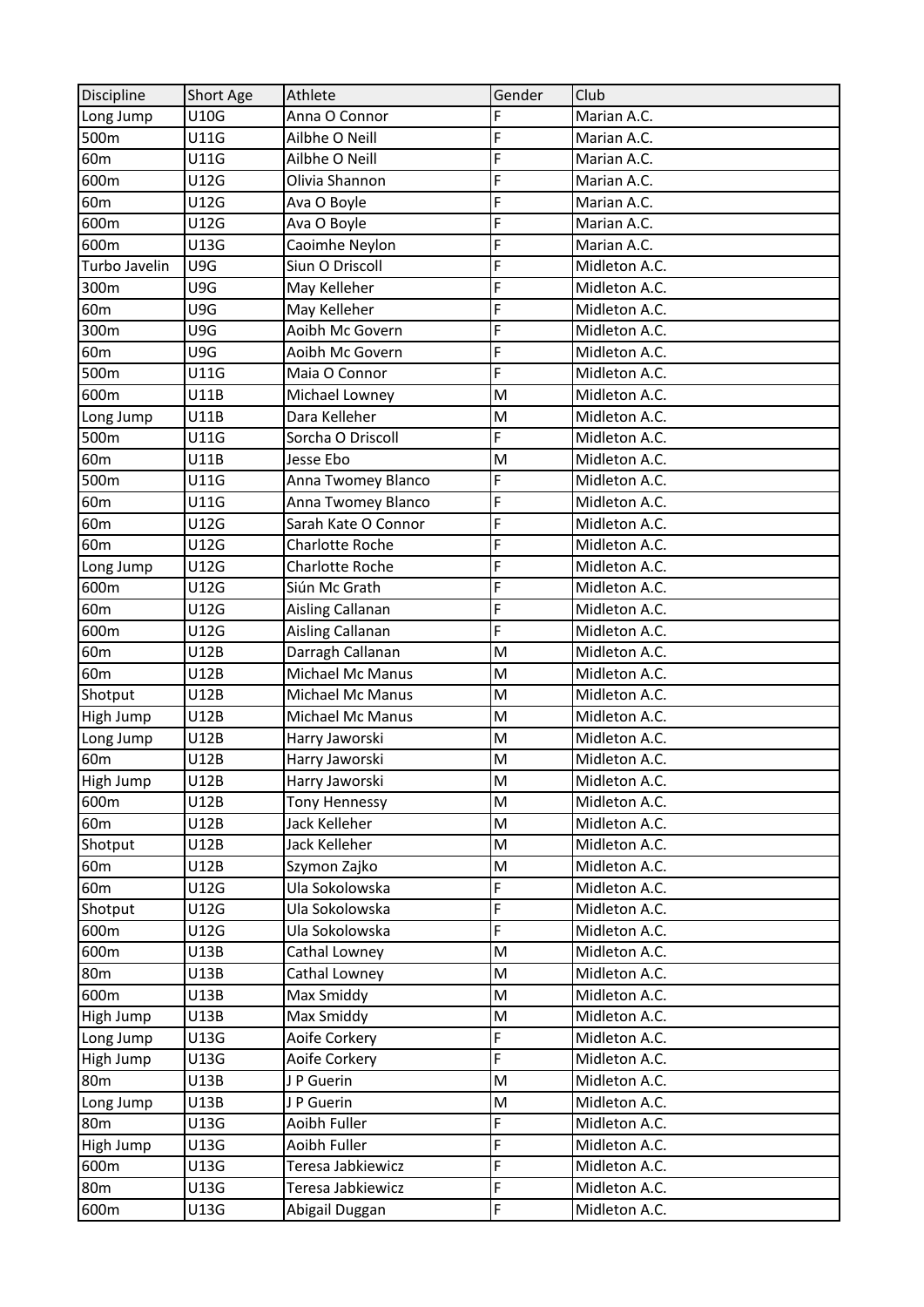| Discipline | Short Age | Athlete | Gender | Club |
|---|---|---|---|---|
| Long Jump | U10G | Anna O Connor | F | Marian A.C. |
| 500m | U11G | Ailbhe O Neill | F | Marian A.C. |
| 60m | U11G | Ailbhe O Neill | F | Marian A.C. |
| 600m | U12G | Olivia Shannon | F | Marian A.C. |
| 60m | U12G | Ava O Boyle | F | Marian A.C. |
| 600m | U12G | Ava O Boyle | F | Marian A.C. |
| 600m | U13G | Caoimhe Neylon | F | Marian A.C. |
| Turbo Javelin | U9G | Siun O Driscoll | F | Midleton A.C. |
| 300m | U9G | May Kelleher | F | Midleton A.C. |
| 60m | U9G | May Kelleher | F | Midleton A.C. |
| 300m | U9G | Aoibh Mc Govern | F | Midleton A.C. |
| 60m | U9G | Aoibh Mc Govern | F | Midleton A.C. |
| 500m | U11G | Maia O Connor | F | Midleton A.C. |
| 600m | U11B | Michael Lowney | M | Midleton A.C. |
| Long Jump | U11B | Dara Kelleher | M | Midleton A.C. |
| 500m | U11G | Sorcha O Driscoll | F | Midleton A.C. |
| 60m | U11B | Jesse Ebo | M | Midleton A.C. |
| 500m | U11G | Anna Twomey Blanco | F | Midleton A.C. |
| 60m | U11G | Anna Twomey Blanco | F | Midleton A.C. |
| 60m | U12G | Sarah Kate O Connor | F | Midleton A.C. |
| 60m | U12G | Charlotte Roche | F | Midleton A.C. |
| Long Jump | U12G | Charlotte Roche | F | Midleton A.C. |
| 600m | U12G | Siún Mc Grath | F | Midleton A.C. |
| 60m | U12G | Aisling Callanan | F | Midleton A.C. |
| 600m | U12G | Aisling Callanan | F | Midleton A.C. |
| 60m | U12B | Darragh Callanan | M | Midleton A.C. |
| 60m | U12B | Michael Mc Manus | M | Midleton A.C. |
| Shotput | U12B | Michael Mc Manus | M | Midleton A.C. |
| High Jump | U12B | Michael Mc Manus | M | Midleton A.C. |
| Long Jump | U12B | Harry Jaworski | M | Midleton A.C. |
| 60m | U12B | Harry Jaworski | M | Midleton A.C. |
| High Jump | U12B | Harry Jaworski | M | Midleton A.C. |
| 600m | U12B | Tony Hennessy | M | Midleton A.C. |
| 60m | U12B | Jack Kelleher | M | Midleton A.C. |
| Shotput | U12B | Jack Kelleher | M | Midleton A.C. |
| 60m | U12B | Szymon Zajko | M | Midleton A.C. |
| 60m | U12G | Ula Sokolowska | F | Midleton A.C. |
| Shotput | U12G | Ula Sokolowska | F | Midleton A.C. |
| 600m | U12G | Ula Sokolowska | F | Midleton A.C. |
| 600m | U13B | Cathal Lowney | M | Midleton A.C. |
| 80m | U13B | Cathal Lowney | M | Midleton A.C. |
| 600m | U13B | Max Smiddy | M | Midleton A.C. |
| High Jump | U13B | Max Smiddy | M | Midleton A.C. |
| Long Jump | U13G | Aoife Corkery | F | Midleton A.C. |
| High Jump | U13G | Aoife Corkery | F | Midleton A.C. |
| 80m | U13B | J P Guerin | M | Midleton A.C. |
| Long Jump | U13B | J P Guerin | M | Midleton A.C. |
| 80m | U13G | Aoibh Fuller | F | Midleton A.C. |
| High Jump | U13G | Aoibh Fuller | F | Midleton A.C. |
| 600m | U13G | Teresa Jabkiewicz | F | Midleton A.C. |
| 80m | U13G | Teresa Jabkiewicz | F | Midleton A.C. |
| 600m | U13G | Abigail Duggan | F | Midleton A.C. |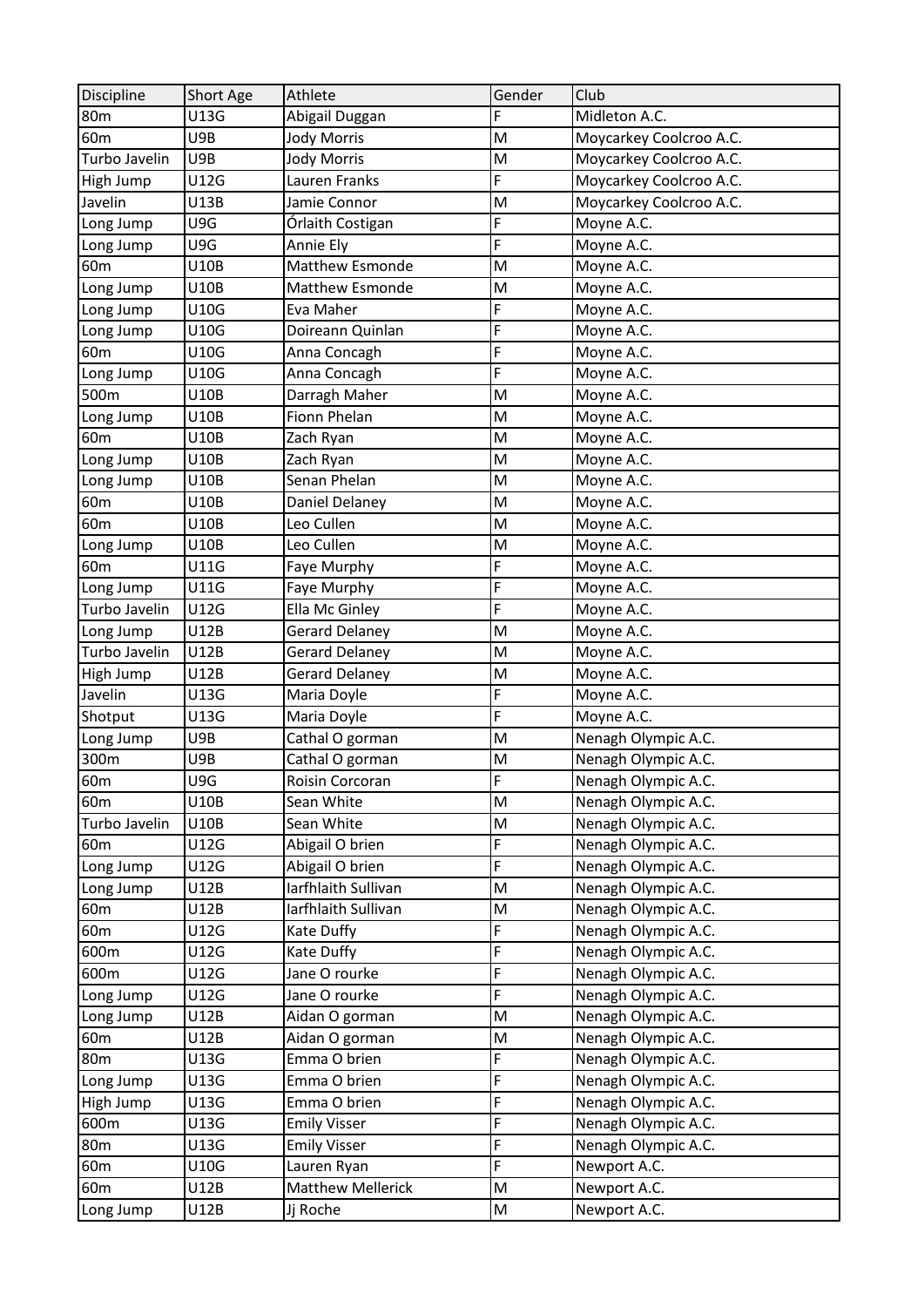| Discipline | Short Age | Athlete | Gender | Club |
|---|---|---|---|---|
| 80m | U13G | Abigail Duggan | F | Midleton A.C. |
| 60m | U9B | Jody Morris | M | Moycarkey Coolcroo A.C. |
| Turbo Javelin | U9B | Jody Morris | M | Moycarkey Coolcroo A.C. |
| High Jump | U12G | Lauren Franks | F | Moycarkey Coolcroo A.C. |
| Javelin | U13B | Jamie Connor | M | Moycarkey Coolcroo A.C. |
| Long Jump | U9G | Órlaith Costigan | F | Moyne A.C. |
| Long Jump | U9G | Annie Ely | F | Moyne A.C. |
| 60m | U10B | Matthew Esmonde | M | Moyne A.C. |
| Long Jump | U10B | Matthew Esmonde | M | Moyne A.C. |
| Long Jump | U10G | Eva Maher | F | Moyne A.C. |
| Long Jump | U10G | Doireann Quinlan | F | Moyne A.C. |
| 60m | U10G | Anna Concagh | F | Moyne A.C. |
| Long Jump | U10G | Anna Concagh | F | Moyne A.C. |
| 500m | U10B | Darragh Maher | M | Moyne A.C. |
| Long Jump | U10B | Fionn Phelan | M | Moyne A.C. |
| 60m | U10B | Zach Ryan | M | Moyne A.C. |
| Long Jump | U10B | Zach Ryan | M | Moyne A.C. |
| Long Jump | U10B | Senan Phelan | M | Moyne A.C. |
| 60m | U10B | Daniel Delaney | M | Moyne A.C. |
| 60m | U10B | Leo Cullen | M | Moyne A.C. |
| Long Jump | U10B | Leo Cullen | M | Moyne A.C. |
| 60m | U11G | Faye Murphy | F | Moyne A.C. |
| Long Jump | U11G | Faye Murphy | F | Moyne A.C. |
| Turbo Javelin | U12G | Ella Mc Ginley | F | Moyne A.C. |
| Long Jump | U12B | Gerard Delaney | M | Moyne A.C. |
| Turbo Javelin | U12B | Gerard Delaney | M | Moyne A.C. |
| High Jump | U12B | Gerard Delaney | M | Moyne A.C. |
| Javelin | U13G | Maria Doyle | F | Moyne A.C. |
| Shotput | U13G | Maria Doyle | F | Moyne A.C. |
| Long Jump | U9B | Cathal O gorman | M | Nenagh Olympic A.C. |
| 300m | U9B | Cathal O gorman | M | Nenagh Olympic A.C. |
| 60m | U9G | Roisin Corcoran | F | Nenagh Olympic A.C. |
| 60m | U10B | Sean White | M | Nenagh Olympic A.C. |
| Turbo Javelin | U10B | Sean White | M | Nenagh Olympic A.C. |
| 60m | U12G | Abigail O brien | F | Nenagh Olympic A.C. |
| Long Jump | U12G | Abigail O brien | F | Nenagh Olympic A.C. |
| Long Jump | U12B | Iarfhlaith Sullivan | M | Nenagh Olympic A.C. |
| 60m | U12B | Iarfhlaith Sullivan | M | Nenagh Olympic A.C. |
| 60m | U12G | Kate Duffy | F | Nenagh Olympic A.C. |
| 600m | U12G | Kate Duffy | F | Nenagh Olympic A.C. |
| 600m | U12G | Jane O rourke | F | Nenagh Olympic A.C. |
| Long Jump | U12G | Jane O rourke | F | Nenagh Olympic A.C. |
| Long Jump | U12B | Aidan O gorman | M | Nenagh Olympic A.C. |
| 60m | U12B | Aidan O gorman | M | Nenagh Olympic A.C. |
| 80m | U13G | Emma O brien | F | Nenagh Olympic A.C. |
| Long Jump | U13G | Emma O brien | F | Nenagh Olympic A.C. |
| High Jump | U13G | Emma O brien | F | Nenagh Olympic A.C. |
| 600m | U13G | Emily Visser | F | Nenagh Olympic A.C. |
| 80m | U13G | Emily Visser | F | Nenagh Olympic A.C. |
| 60m | U10G | Lauren Ryan | F | Newport A.C. |
| 60m | U12B | Matthew Mellerick | M | Newport A.C. |
| Long Jump | U12B | Jj Roche | M | Newport A.C. |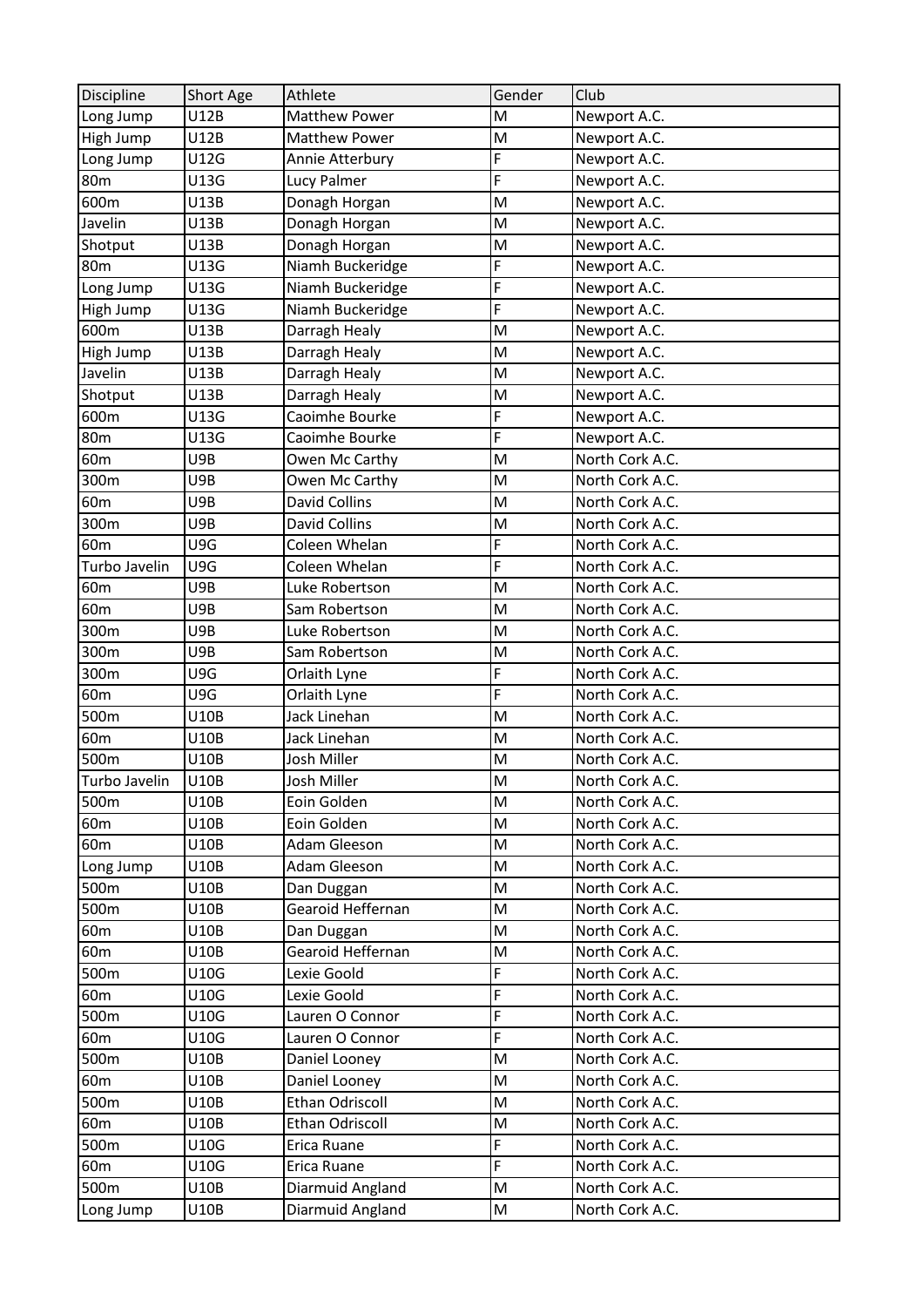| Discipline | Short Age | Athlete | Gender | Club |
|---|---|---|---|---|
| Long Jump | U12B | Matthew Power | M | Newport A.C. |
| High Jump | U12B | Matthew Power | M | Newport A.C. |
| Long Jump | U12G | Annie Atterbury | F | Newport A.C. |
| 80m | U13G | Lucy Palmer | F | Newport A.C. |
| 600m | U13B | Donagh Horgan | M | Newport A.C. |
| Javelin | U13B | Donagh Horgan | M | Newport A.C. |
| Shotput | U13B | Donagh Horgan | M | Newport A.C. |
| 80m | U13G | Niamh Buckeridge | F | Newport A.C. |
| Long Jump | U13G | Niamh Buckeridge | F | Newport A.C. |
| High Jump | U13G | Niamh Buckeridge | F | Newport A.C. |
| 600m | U13B | Darragh Healy | M | Newport A.C. |
| High Jump | U13B | Darragh Healy | M | Newport A.C. |
| Javelin | U13B | Darragh Healy | M | Newport A.C. |
| Shotput | U13B | Darragh Healy | M | Newport A.C. |
| 600m | U13G | Caoimhe Bourke | F | Newport A.C. |
| 80m | U13G | Caoimhe Bourke | F | Newport A.C. |
| 60m | U9B | Owen Mc Carthy | M | North Cork A.C. |
| 300m | U9B | Owen Mc Carthy | M | North Cork A.C. |
| 60m | U9B | David Collins | M | North Cork A.C. |
| 300m | U9B | David Collins | M | North Cork A.C. |
| 60m | U9G | Coleen Whelan | F | North Cork A.C. |
| Turbo Javelin | U9G | Coleen Whelan | F | North Cork A.C. |
| 60m | U9B | Luke Robertson | M | North Cork A.C. |
| 60m | U9B | Sam Robertson | M | North Cork A.C. |
| 300m | U9B | Luke Robertson | M | North Cork A.C. |
| 300m | U9B | Sam Robertson | M | North Cork A.C. |
| 300m | U9G | Orlaith Lyne | F | North Cork A.C. |
| 60m | U9G | Orlaith Lyne | F | North Cork A.C. |
| 500m | U10B | Jack Linehan | M | North Cork A.C. |
| 60m | U10B | Jack Linehan | M | North Cork A.C. |
| 500m | U10B | Josh Miller | M | North Cork A.C. |
| Turbo Javelin | U10B | Josh Miller | M | North Cork A.C. |
| 500m | U10B | Eoin Golden | M | North Cork A.C. |
| 60m | U10B | Eoin Golden | M | North Cork A.C. |
| 60m | U10B | Adam Gleeson | M | North Cork A.C. |
| Long Jump | U10B | Adam Gleeson | M | North Cork A.C. |
| 500m | U10B | Dan Duggan | M | North Cork A.C. |
| 500m | U10B | Gearoid Heffernan | M | North Cork A.C. |
| 60m | U10B | Dan Duggan | M | North Cork A.C. |
| 60m | U10B | Gearoid Heffernan | M | North Cork A.C. |
| 500m | U10G | Lexie Goold | F | North Cork A.C. |
| 60m | U10G | Lexie Goold | F | North Cork A.C. |
| 500m | U10G | Lauren O Connor | F | North Cork A.C. |
| 60m | U10G | Lauren O Connor | F | North Cork A.C. |
| 500m | U10B | Daniel Looney | M | North Cork A.C. |
| 60m | U10B | Daniel Looney | M | North Cork A.C. |
| 500m | U10B | Ethan Odriscoll | M | North Cork A.C. |
| 60m | U10B | Ethan Odriscoll | M | North Cork A.C. |
| 500m | U10G | Erica Ruane | F | North Cork A.C. |
| 60m | U10G | Erica Ruane | F | North Cork A.C. |
| 500m | U10B | Diarmuid Angland | M | North Cork A.C. |
| Long Jump | U10B | Diarmuid Angland | M | North Cork A.C. |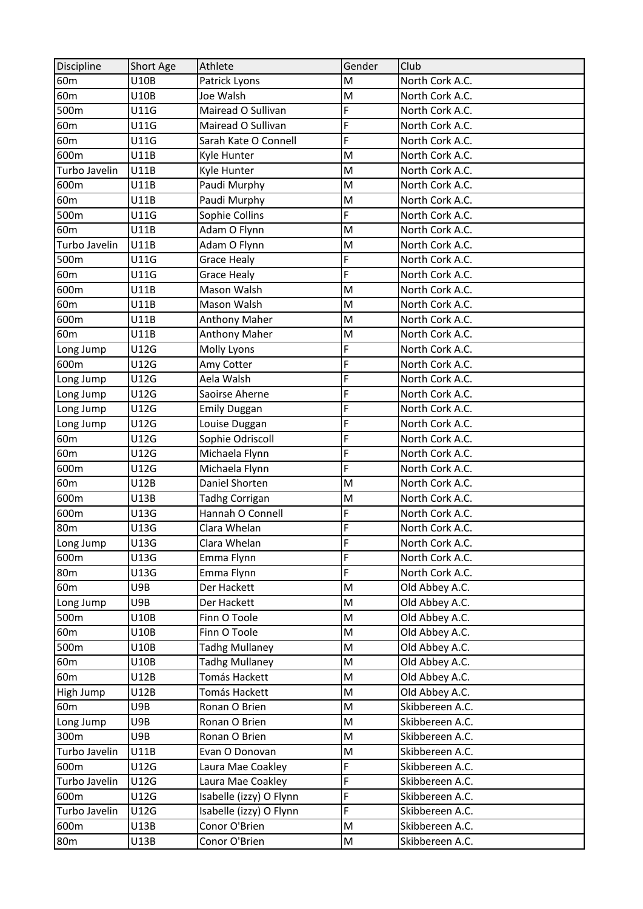| Discipline | Short Age | Athlete | Gender | Club |
|---|---|---|---|---|
| 60m | U10B | Patrick Lyons | M | North Cork A.C. |
| 60m | U10B | Joe Walsh | M | North Cork A.C. |
| 500m | U11G | Mairead O Sullivan | F | North Cork A.C. |
| 60m | U11G | Mairead O Sullivan | F | North Cork A.C. |
| 60m | U11G | Sarah Kate O Connell | F | North Cork A.C. |
| 600m | U11B | Kyle Hunter | M | North Cork A.C. |
| Turbo Javelin | U11B | Kyle Hunter | M | North Cork A.C. |
| 600m | U11B | Paudi Murphy | M | North Cork A.C. |
| 60m | U11B | Paudi Murphy | M | North Cork A.C. |
| 500m | U11G | Sophie Collins | F | North Cork A.C. |
| 60m | U11B | Adam O Flynn | M | North Cork A.C. |
| Turbo Javelin | U11B | Adam O Flynn | M | North Cork A.C. |
| 500m | U11G | Grace Healy | F | North Cork A.C. |
| 60m | U11G | Grace Healy | F | North Cork A.C. |
| 600m | U11B | Mason Walsh | M | North Cork A.C. |
| 60m | U11B | Mason Walsh | M | North Cork A.C. |
| 600m | U11B | Anthony Maher | M | North Cork A.C. |
| 60m | U11B | Anthony Maher | M | North Cork A.C. |
| Long Jump | U12G | Molly Lyons | F | North Cork A.C. |
| 600m | U12G | Amy Cotter | F | North Cork A.C. |
| Long Jump | U12G | Aela Walsh | F | North Cork A.C. |
| Long Jump | U12G | Saoirse Aherne | F | North Cork A.C. |
| Long Jump | U12G | Emily Duggan | F | North Cork A.C. |
| Long Jump | U12G | Louise Duggan | F | North Cork A.C. |
| 60m | U12G | Sophie Odriscoll | F | North Cork A.C. |
| 60m | U12G | Michaela Flynn | F | North Cork A.C. |
| 600m | U12G | Michaela Flynn | F | North Cork A.C. |
| 60m | U12B | Daniel Shorten | M | North Cork A.C. |
| 600m | U13B | Tadhg Corrigan | M | North Cork A.C. |
| 600m | U13G | Hannah O Connell | F | North Cork A.C. |
| 80m | U13G | Clara Whelan | F | North Cork A.C. |
| Long Jump | U13G | Clara Whelan | F | North Cork A.C. |
| 600m | U13G | Emma Flynn | F | North Cork A.C. |
| 80m | U13G | Emma Flynn | F | North Cork A.C. |
| 60m | U9B | Der Hackett | M | Old Abbey A.C. |
| Long Jump | U9B | Der Hackett | M | Old Abbey A.C. |
| 500m | U10B | Finn O Toole | M | Old Abbey A.C. |
| 60m | U10B | Finn O Toole | M | Old Abbey A.C. |
| 500m | U10B | Tadhg Mullaney | M | Old Abbey A.C. |
| 60m | U10B | Tadhg Mullaney | M | Old Abbey A.C. |
| 60m | U12B | Tomás Hackett | M | Old Abbey A.C. |
| High Jump | U12B | Tomás Hackett | M | Old Abbey A.C. |
| 60m | U9B | Ronan O Brien | M | Skibbereen A.C. |
| Long Jump | U9B | Ronan O Brien | M | Skibbereen A.C. |
| 300m | U9B | Ronan O Brien | M | Skibbereen A.C. |
| Turbo Javelin | U11B | Evan O Donovan | M | Skibbereen A.C. |
| 600m | U12G | Laura Mae Coakley | F | Skibbereen A.C. |
| Turbo Javelin | U12G | Laura Mae Coakley | F | Skibbereen A.C. |
| 600m | U12G | Isabelle (izzy) O Flynn | F | Skibbereen A.C. |
| Turbo Javelin | U12G | Isabelle (izzy) O Flynn | F | Skibbereen A.C. |
| 600m | U13B | Conor O'Brien | M | Skibbereen A.C. |
| 80m | U13B | Conor O'Brien | M | Skibbereen A.C. |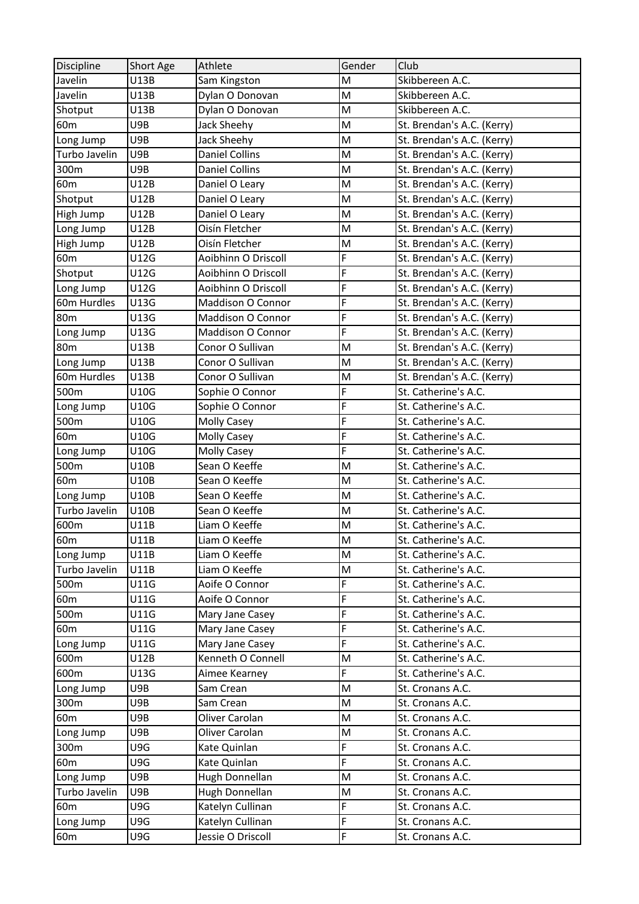| Discipline | Short Age | Athlete | Gender | Club |
|---|---|---|---|---|
| Javelin | U13B | Sam Kingston | M | Skibbereen A.C. |
| Javelin | U13B | Dylan O Donovan | M | Skibbereen A.C. |
| Shotput | U13B | Dylan O Donovan | M | Skibbereen A.C. |
| 60m | U9B | Jack Sheehy | M | St. Brendan's A.C. (Kerry) |
| Long Jump | U9B | Jack Sheehy | M | St. Brendan's A.C. (Kerry) |
| Turbo Javelin | U9B | Daniel Collins | M | St. Brendan's A.C. (Kerry) |
| 300m | U9B | Daniel Collins | M | St. Brendan's A.C. (Kerry) |
| 60m | U12B | Daniel O Leary | M | St. Brendan's A.C. (Kerry) |
| Shotput | U12B | Daniel O Leary | M | St. Brendan's A.C. (Kerry) |
| High Jump | U12B | Daniel O Leary | M | St. Brendan's A.C. (Kerry) |
| Long Jump | U12B | Oisín Fletcher | M | St. Brendan's A.C. (Kerry) |
| High Jump | U12B | Oisín Fletcher | M | St. Brendan's A.C. (Kerry) |
| 60m | U12G | Aoibhinn O Driscoll | F | St. Brendan's A.C. (Kerry) |
| Shotput | U12G | Aoibhinn O Driscoll | F | St. Brendan's A.C. (Kerry) |
| Long Jump | U12G | Aoibhinn O Driscoll | F | St. Brendan's A.C. (Kerry) |
| 60m Hurdles | U13G | Maddison O Connor | F | St. Brendan's A.C. (Kerry) |
| 80m | U13G | Maddison O Connor | F | St. Brendan's A.C. (Kerry) |
| Long Jump | U13G | Maddison O Connor | F | St. Brendan's A.C. (Kerry) |
| 80m | U13B | Conor O Sullivan | M | St. Brendan's A.C. (Kerry) |
| Long Jump | U13B | Conor O Sullivan | M | St. Brendan's A.C. (Kerry) |
| 60m Hurdles | U13B | Conor O Sullivan | M | St. Brendan's A.C. (Kerry) |
| 500m | U10G | Sophie O Connor | F | St. Catherine's A.C. |
| Long Jump | U10G | Sophie O Connor | F | St. Catherine's A.C. |
| 500m | U10G | Molly Casey | F | St. Catherine's A.C. |
| 60m | U10G | Molly Casey | F | St. Catherine's A.C. |
| Long Jump | U10G | Molly Casey | F | St. Catherine's A.C. |
| 500m | U10B | Sean O Keeffe | M | St. Catherine's A.C. |
| 60m | U10B | Sean O Keeffe | M | St. Catherine's A.C. |
| Long Jump | U10B | Sean O Keeffe | M | St. Catherine's A.C. |
| Turbo Javelin | U10B | Sean O Keeffe | M | St. Catherine's A.C. |
| 600m | U11B | Liam O Keeffe | M | St. Catherine's A.C. |
| 60m | U11B | Liam O Keeffe | M | St. Catherine's A.C. |
| Long Jump | U11B | Liam O Keeffe | M | St. Catherine's A.C. |
| Turbo Javelin | U11B | Liam O Keeffe | M | St. Catherine's A.C. |
| 500m | U11G | Aoife O Connor | F | St. Catherine's A.C. |
| 60m | U11G | Aoife O Connor | F | St. Catherine's A.C. |
| 500m | U11G | Mary Jane Casey | F | St. Catherine's A.C. |
| 60m | U11G | Mary Jane Casey | F | St. Catherine's A.C. |
| Long Jump | U11G | Mary Jane Casey | F | St. Catherine's A.C. |
| 600m | U12B | Kenneth O Connell | M | St. Catherine's A.C. |
| 600m | U13G | Aimee Kearney | F | St. Catherine's A.C. |
| Long Jump | U9B | Sam Crean | M | St. Cronans A.C. |
| 300m | U9B | Sam Crean | M | St. Cronans A.C. |
| 60m | U9B | Oliver Carolan | M | St. Cronans A.C. |
| Long Jump | U9B | Oliver Carolan | M | St. Cronans A.C. |
| 300m | U9G | Kate Quinlan | F | St. Cronans A.C. |
| 60m | U9G | Kate Quinlan | F | St. Cronans A.C. |
| Long Jump | U9B | Hugh Donnellan | M | St. Cronans A.C. |
| Turbo Javelin | U9B | Hugh Donnellan | M | St. Cronans A.C. |
| 60m | U9G | Katelyn Cullinan | F | St. Cronans A.C. |
| Long Jump | U9G | Katelyn Cullinan | F | St. Cronans A.C. |
| 60m | U9G | Jessie O Driscoll | F | St. Cronans A.C. |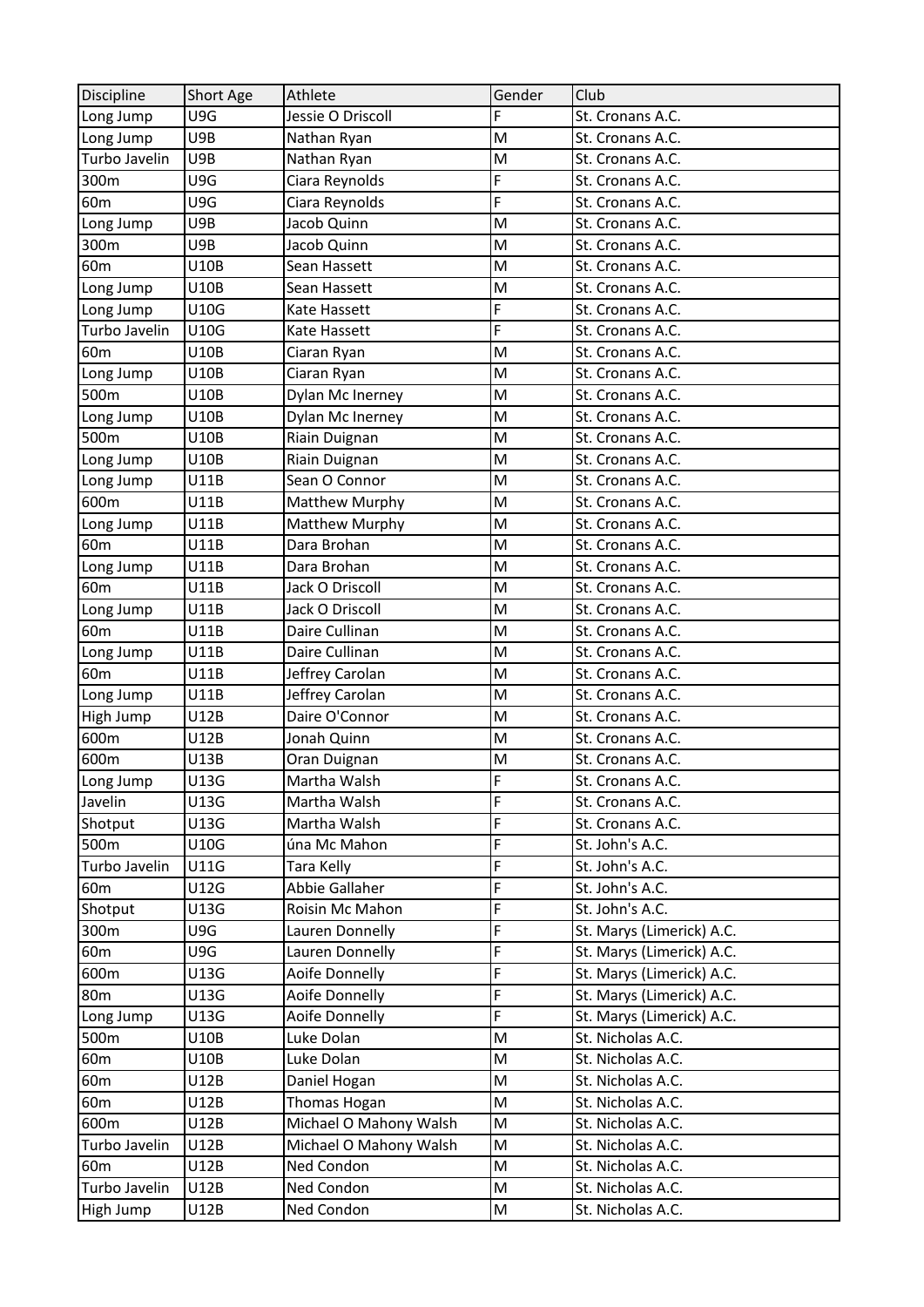| Discipline | Short Age | Athlete | Gender | Club |
|---|---|---|---|---|
| Long Jump | U9G | Jessie O Driscoll | F | St. Cronans A.C. |
| Long Jump | U9B | Nathan Ryan | M | St. Cronans A.C. |
| Turbo Javelin | U9B | Nathan Ryan | M | St. Cronans A.C. |
| 300m | U9G | Ciara Reynolds | F | St. Cronans A.C. |
| 60m | U9G | Ciara Reynolds | F | St. Cronans A.C. |
| Long Jump | U9B | Jacob Quinn | M | St. Cronans A.C. |
| 300m | U9B | Jacob Quinn | M | St. Cronans A.C. |
| 60m | U10B | Sean Hassett | M | St. Cronans A.C. |
| Long Jump | U10B | Sean Hassett | M | St. Cronans A.C. |
| Long Jump | U10G | Kate Hassett | F | St. Cronans A.C. |
| Turbo Javelin | U10G | Kate Hassett | F | St. Cronans A.C. |
| 60m | U10B | Ciaran Ryan | M | St. Cronans A.C. |
| Long Jump | U10B | Ciaran Ryan | M | St. Cronans A.C. |
| 500m | U10B | Dylan Mc Inerney | M | St. Cronans A.C. |
| Long Jump | U10B | Dylan Mc Inerney | M | St. Cronans A.C. |
| 500m | U10B | Riain Duignan | M | St. Cronans A.C. |
| Long Jump | U10B | Riain Duignan | M | St. Cronans A.C. |
| Long Jump | U11B | Sean O Connor | M | St. Cronans A.C. |
| 600m | U11B | Matthew Murphy | M | St. Cronans A.C. |
| Long Jump | U11B | Matthew Murphy | M | St. Cronans A.C. |
| 60m | U11B | Dara Brohan | M | St. Cronans A.C. |
| Long Jump | U11B | Dara Brohan | M | St. Cronans A.C. |
| 60m | U11B | Jack O Driscoll | M | St. Cronans A.C. |
| Long Jump | U11B | Jack O Driscoll | M | St. Cronans A.C. |
| 60m | U11B | Daire Cullinan | M | St. Cronans A.C. |
| Long Jump | U11B | Daire Cullinan | M | St. Cronans A.C. |
| 60m | U11B | Jeffrey Carolan | M | St. Cronans A.C. |
| Long Jump | U11B | Jeffrey Carolan | M | St. Cronans A.C. |
| High Jump | U12B | Daire O'Connor | M | St. Cronans A.C. |
| 600m | U12B | Jonah Quinn | M | St. Cronans A.C. |
| 600m | U13B | Oran Duignan | M | St. Cronans A.C. |
| Long Jump | U13G | Martha Walsh | F | St. Cronans A.C. |
| Javelin | U13G | Martha Walsh | F | St. Cronans A.C. |
| Shotput | U13G | Martha Walsh | F | St. Cronans A.C. |
| 500m | U10G | úna Mc Mahon | F | St. John's A.C. |
| Turbo Javelin | U11G | Tara Kelly | F | St. John's A.C. |
| 60m | U12G | Abbie Gallaher | F | St. John's A.C. |
| Shotput | U13G | Roisin Mc Mahon | F | St. John's A.C. |
| 300m | U9G | Lauren Donnelly | F | St. Marys (Limerick) A.C. |
| 60m | U9G | Lauren Donnelly | F | St. Marys (Limerick) A.C. |
| 600m | U13G | Aoife Donnelly | F | St. Marys (Limerick) A.C. |
| 80m | U13G | Aoife Donnelly | F | St. Marys (Limerick) A.C. |
| Long Jump | U13G | Aoife Donnelly | F | St. Marys (Limerick) A.C. |
| 500m | U10B | Luke Dolan | M | St. Nicholas A.C. |
| 60m | U10B | Luke Dolan | M | St. Nicholas A.C. |
| 60m | U12B | Daniel Hogan | M | St. Nicholas A.C. |
| 60m | U12B | Thomas Hogan | M | St. Nicholas A.C. |
| 600m | U12B | Michael O Mahony Walsh | M | St. Nicholas A.C. |
| Turbo Javelin | U12B | Michael O Mahony Walsh | M | St. Nicholas A.C. |
| 60m | U12B | Ned Condon | M | St. Nicholas A.C. |
| Turbo Javelin | U12B | Ned Condon | M | St. Nicholas A.C. |
| High Jump | U12B | Ned Condon | M | St. Nicholas A.C. |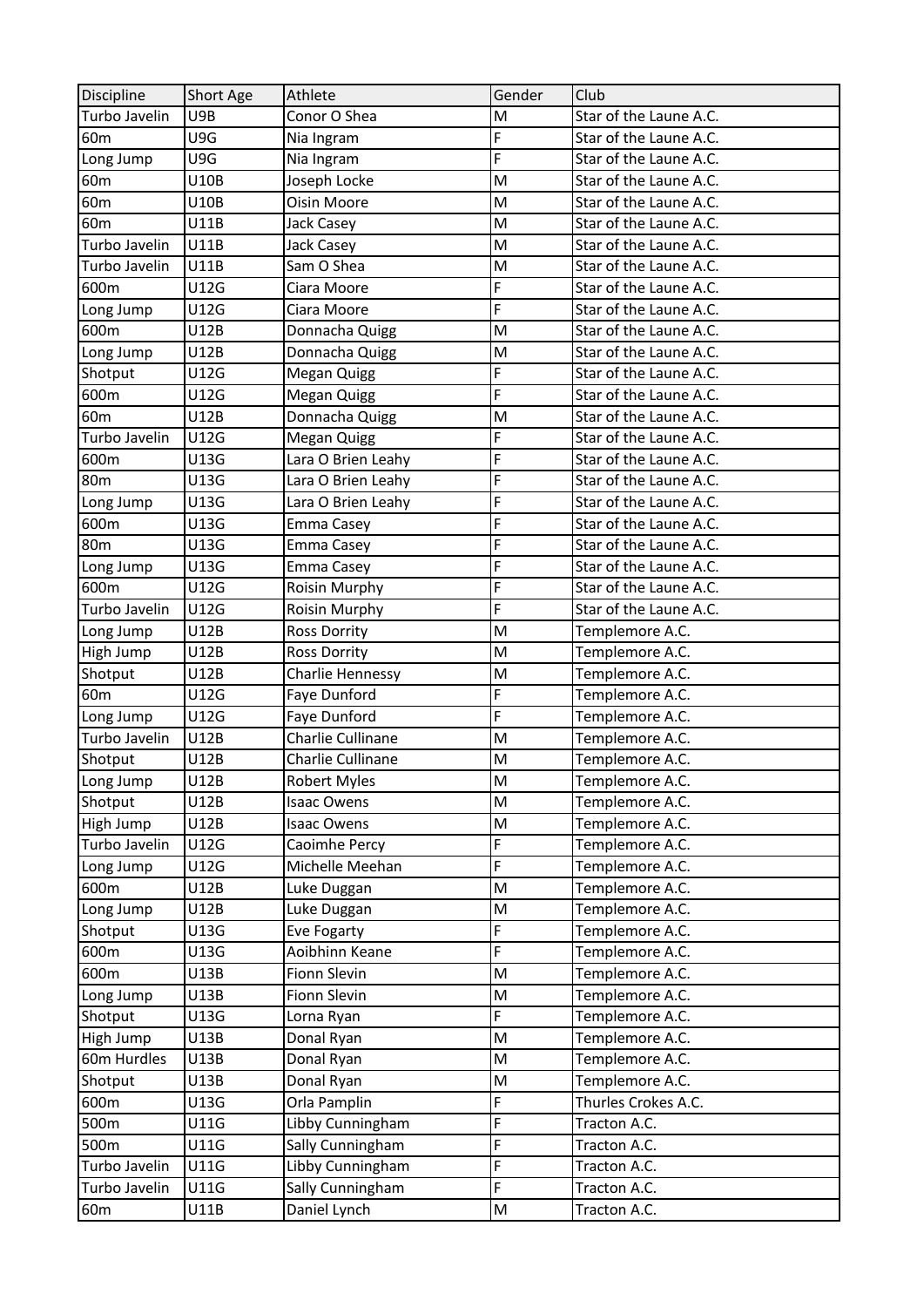| Discipline | Short Age | Athlete | Gender | Club |
|---|---|---|---|---|
| Turbo Javelin | U9B | Conor O Shea | M | Star of the Laune A.C. |
| 60m | U9G | Nia Ingram | F | Star of the Laune A.C. |
| Long Jump | U9G | Nia Ingram | F | Star of the Laune A.C. |
| 60m | U10B | Joseph Locke | M | Star of the Laune A.C. |
| 60m | U10B | Oisin Moore | M | Star of the Laune A.C. |
| 60m | U11B | Jack Casey | M | Star of the Laune A.C. |
| Turbo Javelin | U11B | Jack Casey | M | Star of the Laune A.C. |
| Turbo Javelin | U11B | Sam O Shea | M | Star of the Laune A.C. |
| 600m | U12G | Ciara Moore | F | Star of the Laune A.C. |
| Long Jump | U12G | Ciara Moore | F | Star of the Laune A.C. |
| 600m | U12B | Donnacha Quigg | M | Star of the Laune A.C. |
| Long Jump | U12B | Donnacha Quigg | M | Star of the Laune A.C. |
| Shotput | U12G | Megan Quigg | F | Star of the Laune A.C. |
| 600m | U12G | Megan Quigg | F | Star of the Laune A.C. |
| 60m | U12B | Donnacha Quigg | M | Star of the Laune A.C. |
| Turbo Javelin | U12G | Megan Quigg | F | Star of the Laune A.C. |
| 600m | U13G | Lara O Brien Leahy | F | Star of the Laune A.C. |
| 80m | U13G | Lara O Brien Leahy | F | Star of the Laune A.C. |
| Long Jump | U13G | Lara O Brien Leahy | F | Star of the Laune A.C. |
| 600m | U13G | Emma Casey | F | Star of the Laune A.C. |
| 80m | U13G | Emma Casey | F | Star of the Laune A.C. |
| Long Jump | U13G | Emma Casey | F | Star of the Laune A.C. |
| 600m | U12G | Roisin Murphy | F | Star of the Laune A.C. |
| Turbo Javelin | U12G | Roisin Murphy | F | Star of the Laune A.C. |
| Long Jump | U12B | Ross Dorrity | M | Templemore A.C. |
| High Jump | U12B | Ross Dorrity | M | Templemore A.C. |
| Shotput | U12B | Charlie Hennessy | M | Templemore A.C. |
| 60m | U12G | Faye Dunford | F | Templemore A.C. |
| Long Jump | U12G | Faye Dunford | F | Templemore A.C. |
| Turbo Javelin | U12B | Charlie Cullinane | M | Templemore A.C. |
| Shotput | U12B | Charlie Cullinane | M | Templemore A.C. |
| Long Jump | U12B | Robert Myles | M | Templemore A.C. |
| Shotput | U12B | Isaac Owens | M | Templemore A.C. |
| High Jump | U12B | Isaac Owens | M | Templemore A.C. |
| Turbo Javelin | U12G | Caoimhe Percy | F | Templemore A.C. |
| Long Jump | U12G | Michelle Meehan | F | Templemore A.C. |
| 600m | U12B | Luke Duggan | M | Templemore A.C. |
| Long Jump | U12B | Luke Duggan | M | Templemore A.C. |
| Shotput | U13G | Eve Fogarty | F | Templemore A.C. |
| 600m | U13G | Aoibhinn Keane | F | Templemore A.C. |
| 600m | U13B | Fionn Slevin | M | Templemore A.C. |
| Long Jump | U13B | Fionn Slevin | M | Templemore A.C. |
| Shotput | U13G | Lorna Ryan | F | Templemore A.C. |
| High Jump | U13B | Donal Ryan | M | Templemore A.C. |
| 60m Hurdles | U13B | Donal Ryan | M | Templemore A.C. |
| Shotput | U13B | Donal Ryan | M | Templemore A.C. |
| 600m | U13G | Orla Pamplin | F | Thurles Crokes A.C. |
| 500m | U11G | Libby Cunningham | F | Tracton A.C. |
| 500m | U11G | Sally Cunningham | F | Tracton A.C. |
| Turbo Javelin | U11G | Libby Cunningham | F | Tracton A.C. |
| Turbo Javelin | U11G | Sally Cunningham | F | Tracton A.C. |
| 60m | U11B | Daniel Lynch | M | Tracton A.C. |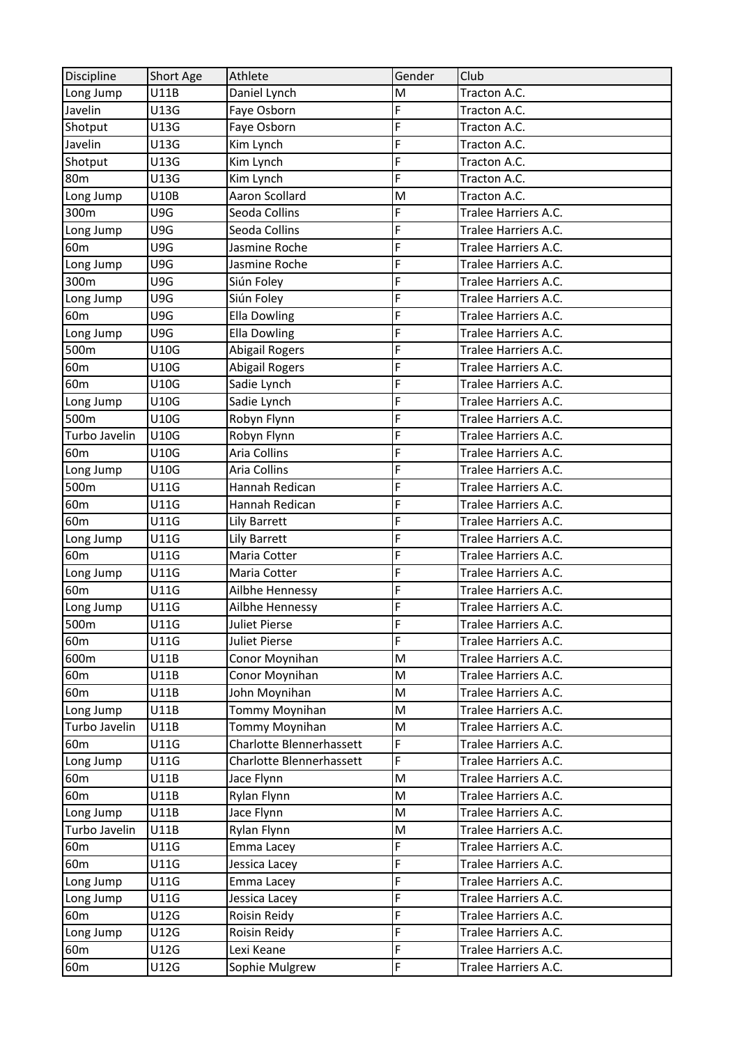| Discipline | Short Age | Athlete | Gender | Club |
|---|---|---|---|---|
| Long Jump | U11B | Daniel Lynch | M | Tracton A.C. |
| Javelin | U13G | Faye Osborn | F | Tracton A.C. |
| Shotput | U13G | Faye Osborn | F | Tracton A.C. |
| Javelin | U13G | Kim Lynch | F | Tracton A.C. |
| Shotput | U13G | Kim Lynch | F | Tracton A.C. |
| 80m | U13G | Kim Lynch | F | Tracton A.C. |
| Long Jump | U10B | Aaron Scollard | M | Tracton A.C. |
| 300m | U9G | Seoda Collins | F | Tralee Harriers A.C. |
| Long Jump | U9G | Seoda Collins | F | Tralee Harriers A.C. |
| 60m | U9G | Jasmine Roche | F | Tralee Harriers A.C. |
| Long Jump | U9G | Jasmine Roche | F | Tralee Harriers A.C. |
| 300m | U9G | Siún Foley | F | Tralee Harriers A.C. |
| Long Jump | U9G | Siún Foley | F | Tralee Harriers A.C. |
| 60m | U9G | Ella Dowling | F | Tralee Harriers A.C. |
| Long Jump | U9G | Ella Dowling | F | Tralee Harriers A.C. |
| 500m | U10G | Abigail Rogers | F | Tralee Harriers A.C. |
| 60m | U10G | Abigail Rogers | F | Tralee Harriers A.C. |
| 60m | U10G | Sadie Lynch | F | Tralee Harriers A.C. |
| Long Jump | U10G | Sadie Lynch | F | Tralee Harriers A.C. |
| 500m | U10G | Robyn Flynn | F | Tralee Harriers A.C. |
| Turbo Javelin | U10G | Robyn Flynn | F | Tralee Harriers A.C. |
| 60m | U10G | Aria Collins | F | Tralee Harriers A.C. |
| Long Jump | U10G | Aria Collins | F | Tralee Harriers A.C. |
| 500m | U11G | Hannah Redican | F | Tralee Harriers A.C. |
| 60m | U11G | Hannah Redican | F | Tralee Harriers A.C. |
| 60m | U11G | Lily Barrett | F | Tralee Harriers A.C. |
| Long Jump | U11G | Lily Barrett | F | Tralee Harriers A.C. |
| 60m | U11G | Maria Cotter | F | Tralee Harriers A.C. |
| Long Jump | U11G | Maria Cotter | F | Tralee Harriers A.C. |
| 60m | U11G | Ailbhe Hennessy | F | Tralee Harriers A.C. |
| Long Jump | U11G | Ailbhe Hennessy | F | Tralee Harriers A.C. |
| 500m | U11G | Juliet Pierse | F | Tralee Harriers A.C. |
| 60m | U11G | Juliet Pierse | F | Tralee Harriers A.C. |
| 600m | U11B | Conor Moynihan | M | Tralee Harriers A.C. |
| 60m | U11B | Conor Moynihan | M | Tralee Harriers A.C. |
| 60m | U11B | John Moynihan | M | Tralee Harriers A.C. |
| Long Jump | U11B | Tommy Moynihan | M | Tralee Harriers A.C. |
| Turbo Javelin | U11B | Tommy Moynihan | M | Tralee Harriers A.C. |
| 60m | U11G | Charlotte Blennerhassett | F | Tralee Harriers A.C. |
| Long Jump | U11G | Charlotte Blennerhassett | F | Tralee Harriers A.C. |
| 60m | U11B | Jace Flynn | M | Tralee Harriers A.C. |
| 60m | U11B | Rylan Flynn | M | Tralee Harriers A.C. |
| Long Jump | U11B | Jace Flynn | M | Tralee Harriers A.C. |
| Turbo Javelin | U11B | Rylan Flynn | M | Tralee Harriers A.C. |
| 60m | U11G | Emma Lacey | F | Tralee Harriers A.C. |
| 60m | U11G | Jessica Lacey | F | Tralee Harriers A.C. |
| Long Jump | U11G | Emma Lacey | F | Tralee Harriers A.C. |
| Long Jump | U11G | Jessica Lacey | F | Tralee Harriers A.C. |
| 60m | U12G | Roisin Reidy | F | Tralee Harriers A.C. |
| Long Jump | U12G | Roisin Reidy | F | Tralee Harriers A.C. |
| 60m | U12G | Lexi Keane | F | Tralee Harriers A.C. |
| 60m | U12G | Sophie Mulgrew | F | Tralee Harriers A.C. |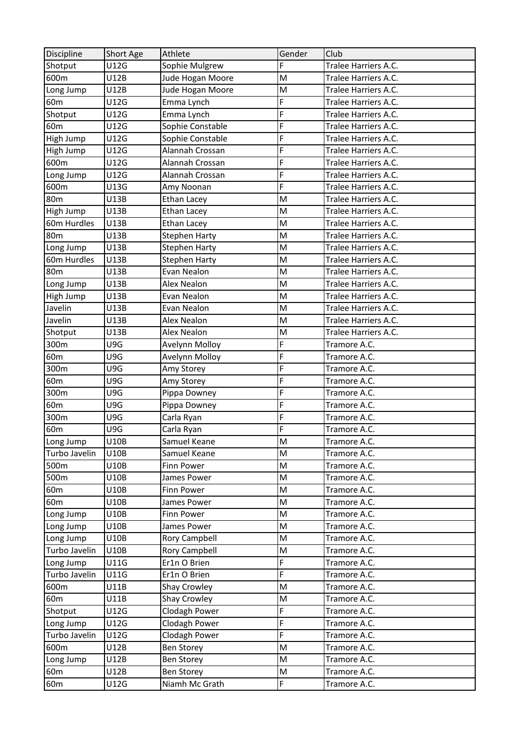| Discipline | Short Age | Athlete | Gender | Club |
|---|---|---|---|---|
| Shotput | U12G | Sophie Mulgrew | F | Tralee Harriers A.C. |
| 600m | U12B | Jude Hogan Moore | M | Tralee Harriers A.C. |
| Long Jump | U12B | Jude Hogan Moore | M | Tralee Harriers A.C. |
| 60m | U12G | Emma Lynch | F | Tralee Harriers A.C. |
| Shotput | U12G | Emma Lynch | F | Tralee Harriers A.C. |
| 60m | U12G | Sophie Constable | F | Tralee Harriers A.C. |
| High Jump | U12G | Sophie Constable | F | Tralee Harriers A.C. |
| High Jump | U12G | Alannah Crossan | F | Tralee Harriers A.C. |
| 600m | U12G | Alannah Crossan | F | Tralee Harriers A.C. |
| Long Jump | U12G | Alannah Crossan | F | Tralee Harriers A.C. |
| 600m | U13G | Amy Noonan | F | Tralee Harriers A.C. |
| 80m | U13B | Ethan Lacey | M | Tralee Harriers A.C. |
| High Jump | U13B | Ethan Lacey | M | Tralee Harriers A.C. |
| 60m Hurdles | U13B | Ethan Lacey | M | Tralee Harriers A.C. |
| 80m | U13B | Stephen Harty | M | Tralee Harriers A.C. |
| Long Jump | U13B | Stephen Harty | M | Tralee Harriers A.C. |
| 60m Hurdles | U13B | Stephen Harty | M | Tralee Harriers A.C. |
| 80m | U13B | Evan Nealon | M | Tralee Harriers A.C. |
| Long Jump | U13B | Alex Nealon | M | Tralee Harriers A.C. |
| High Jump | U13B | Evan Nealon | M | Tralee Harriers A.C. |
| Javelin | U13B | Evan Nealon | M | Tralee Harriers A.C. |
| Javelin | U13B | Alex Nealon | M | Tralee Harriers A.C. |
| Shotput | U13B | Alex Nealon | M | Tralee Harriers A.C. |
| 300m | U9G | Avelynn Molloy | F | Tramore A.C. |
| 60m | U9G | Avelynn Molloy | F | Tramore A.C. |
| 300m | U9G | Amy Storey | F | Tramore A.C. |
| 60m | U9G | Amy Storey | F | Tramore A.C. |
| 300m | U9G | Pippa Downey | F | Tramore A.C. |
| 60m | U9G | Pippa Downey | F | Tramore A.C. |
| 300m | U9G | Carla Ryan | F | Tramore A.C. |
| 60m | U9G | Carla Ryan | F | Tramore A.C. |
| Long Jump | U10B | Samuel Keane | M | Tramore A.C. |
| Turbo Javelin | U10B | Samuel Keane | M | Tramore A.C. |
| 500m | U10B | Finn Power | M | Tramore A.C. |
| 500m | U10B | James Power | M | Tramore A.C. |
| 60m | U10B | Finn Power | M | Tramore A.C. |
| 60m | U10B | James Power | M | Tramore A.C. |
| Long Jump | U10B | Finn Power | M | Tramore A.C. |
| Long Jump | U10B | James Power | M | Tramore A.C. |
| Long Jump | U10B | Rory Campbell | M | Tramore A.C. |
| Turbo Javelin | U10B | Rory Campbell | M | Tramore A.C. |
| Long Jump | U11G | Er1n O Brien | F | Tramore A.C. |
| Turbo Javelin | U11G | Er1n O Brien | F | Tramore A.C. |
| 600m | U11B | Shay Crowley | M | Tramore A.C. |
| 60m | U11B | Shay Crowley | M | Tramore A.C. |
| Shotput | U12G | Clodagh Power | F | Tramore A.C. |
| Long Jump | U12G | Clodagh Power | F | Tramore A.C. |
| Turbo Javelin | U12G | Clodagh Power | F | Tramore A.C. |
| 600m | U12B | Ben Storey | M | Tramore A.C. |
| Long Jump | U12B | Ben Storey | M | Tramore A.C. |
| 60m | U12B | Ben Storey | M | Tramore A.C. |
| 60m | U12G | Niamh Mc Grath | F | Tramore A.C. |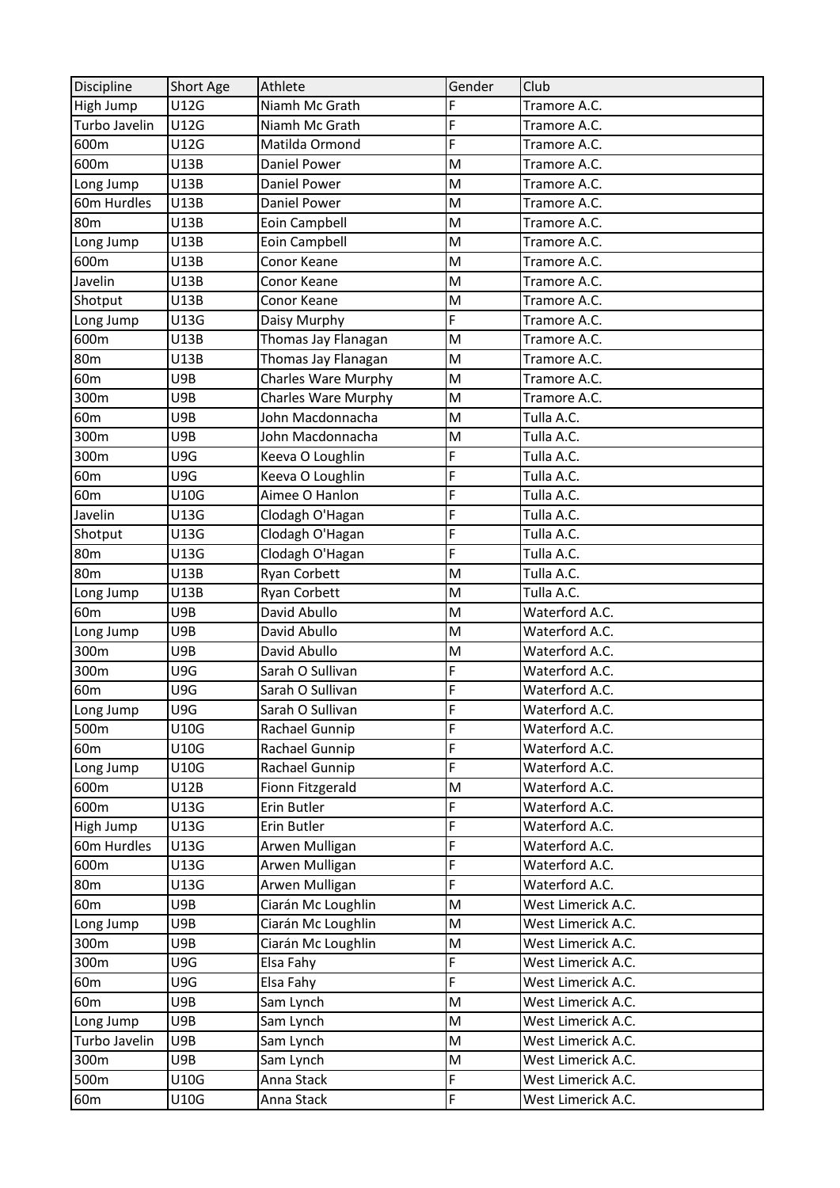| Discipline | Short Age | Athlete | Gender | Club |
|---|---|---|---|---|
| High Jump | U12G | Niamh Mc Grath | F | Tramore A.C. |
| Turbo Javelin | U12G | Niamh Mc Grath | F | Tramore A.C. |
| 600m | U12G | Matilda Ormond | F | Tramore A.C. |
| 600m | U13B | Daniel Power | M | Tramore A.C. |
| Long Jump | U13B | Daniel Power | M | Tramore A.C. |
| 60m Hurdles | U13B | Daniel Power | M | Tramore A.C. |
| 80m | U13B | Eoin Campbell | M | Tramore A.C. |
| Long Jump | U13B | Eoin Campbell | M | Tramore A.C. |
| 600m | U13B | Conor Keane | M | Tramore A.C. |
| Javelin | U13B | Conor Keane | M | Tramore A.C. |
| Shotput | U13B | Conor Keane | M | Tramore A.C. |
| Long Jump | U13G | Daisy Murphy | F | Tramore A.C. |
| 600m | U13B | Thomas Jay Flanagan | M | Tramore A.C. |
| 80m | U13B | Thomas Jay Flanagan | M | Tramore A.C. |
| 60m | U9B | Charles Ware Murphy | M | Tramore A.C. |
| 300m | U9B | Charles Ware Murphy | M | Tramore A.C. |
| 60m | U9B | John Macdonnacha | M | Tulla A.C. |
| 300m | U9B | John Macdonnacha | M | Tulla A.C. |
| 300m | U9G | Keeva O Loughlin | F | Tulla A.C. |
| 60m | U9G | Keeva O Loughlin | F | Tulla A.C. |
| 60m | U10G | Aimee O Hanlon | F | Tulla A.C. |
| Javelin | U13G | Clodagh O'Hagan | F | Tulla A.C. |
| Shotput | U13G | Clodagh O'Hagan | F | Tulla A.C. |
| 80m | U13G | Clodagh O'Hagan | F | Tulla A.C. |
| 80m | U13B | Ryan Corbett | M | Tulla A.C. |
| Long Jump | U13B | Ryan Corbett | M | Tulla A.C. |
| 60m | U9B | David Abullo | M | Waterford A.C. |
| Long Jump | U9B | David Abullo | M | Waterford A.C. |
| 300m | U9B | David Abullo | M | Waterford A.C. |
| 300m | U9G | Sarah O Sullivan | F | Waterford A.C. |
| 60m | U9G | Sarah O Sullivan | F | Waterford A.C. |
| Long Jump | U9G | Sarah O Sullivan | F | Waterford A.C. |
| 500m | U10G | Rachael Gunnip | F | Waterford A.C. |
| 60m | U10G | Rachael Gunnip | F | Waterford A.C. |
| Long Jump | U10G | Rachael Gunnip | F | Waterford A.C. |
| 600m | U12B | Fionn Fitzgerald | M | Waterford A.C. |
| 600m | U13G | Erin Butler | F | Waterford A.C. |
| High Jump | U13G | Erin Butler | F | Waterford A.C. |
| 60m Hurdles | U13G | Arwen Mulligan | F | Waterford A.C. |
| 600m | U13G | Arwen Mulligan | F | Waterford A.C. |
| 80m | U13G | Arwen Mulligan | F | Waterford A.C. |
| 60m | U9B | Ciarán Mc Loughlin | M | West Limerick A.C. |
| Long Jump | U9B | Ciarán Mc Loughlin | M | West Limerick A.C. |
| 300m | U9B | Ciarán Mc Loughlin | M | West Limerick A.C. |
| 300m | U9G | Elsa Fahy | F | West Limerick A.C. |
| 60m | U9G | Elsa Fahy | F | West Limerick A.C. |
| 60m | U9B | Sam Lynch | M | West Limerick A.C. |
| Long Jump | U9B | Sam Lynch | M | West Limerick A.C. |
| Turbo Javelin | U9B | Sam Lynch | M | West Limerick A.C. |
| 300m | U9B | Sam Lynch | M | West Limerick A.C. |
| 500m | U10G | Anna Stack | F | West Limerick A.C. |
| 60m | U10G | Anna Stack | F | West Limerick A.C. |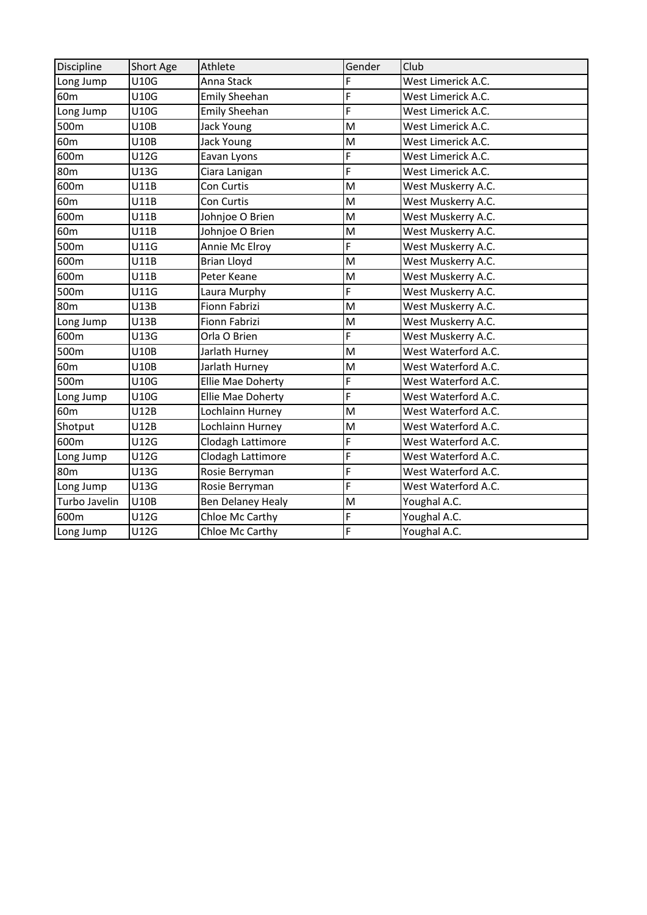| Discipline | Short Age | Athlete | Gender | Club |
|---|---|---|---|---|
| Long Jump | U10G | Anna Stack | F | West Limerick A.C. |
| 60m | U10G | Emily Sheehan | F | West Limerick A.C. |
| Long Jump | U10G | Emily Sheehan | F | West Limerick A.C. |
| 500m | U10B | Jack Young | M | West Limerick A.C. |
| 60m | U10B | Jack Young | M | West Limerick A.C. |
| 600m | U12G | Eavan Lyons | F | West Limerick A.C. |
| 80m | U13G | Ciara Lanigan | F | West Limerick A.C. |
| 600m | U11B | Con Curtis | M | West Muskerry A.C. |
| 60m | U11B | Con Curtis | M | West Muskerry A.C. |
| 600m | U11B | Johnjoe O Brien | M | West Muskerry A.C. |
| 60m | U11B | Johnjoe O Brien | M | West Muskerry A.C. |
| 500m | U11G | Annie Mc Elroy | F | West Muskerry A.C. |
| 600m | U11B | Brian Lloyd | M | West Muskerry A.C. |
| 600m | U11B | Peter Keane | M | West Muskerry A.C. |
| 500m | U11G | Laura Murphy | F | West Muskerry A.C. |
| 80m | U13B | Fionn Fabrizi | M | West Muskerry A.C. |
| Long Jump | U13B | Fionn Fabrizi | M | West Muskerry A.C. |
| 600m | U13G | Orla O Brien | F | West Muskerry A.C. |
| 500m | U10B | Jarlath Hurney | M | West Waterford A.C. |
| 60m | U10B | Jarlath Hurney | M | West Waterford A.C. |
| 500m | U10G | Ellie Mae Doherty | F | West Waterford A.C. |
| Long Jump | U10G | Ellie Mae Doherty | F | West Waterford A.C. |
| 60m | U12B | Lochlainn Hurney | M | West Waterford A.C. |
| Shotput | U12B | Lochlainn Hurney | M | West Waterford A.C. |
| 600m | U12G | Clodagh Lattimore | F | West Waterford A.C. |
| Long Jump | U12G | Clodagh Lattimore | F | West Waterford A.C. |
| 80m | U13G | Rosie Berryman | F | West Waterford A.C. |
| Long Jump | U13G | Rosie Berryman | F | West Waterford A.C. |
| Turbo Javelin | U10B | Ben Delaney Healy | M | Youghal A.C. |
| 600m | U12G | Chloe Mc Carthy | F | Youghal A.C. |
| Long Jump | U12G | Chloe Mc Carthy | F | Youghal A.C. |